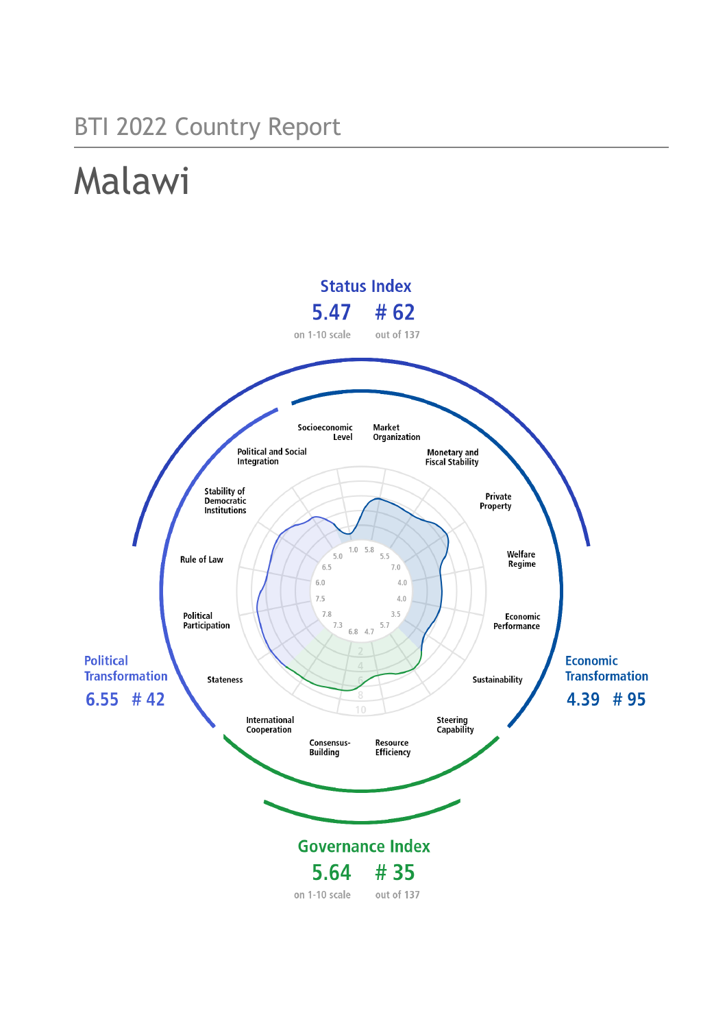BTI 2022 Country Report

# Malawi

## Status Index

**5.47** on 1-10 scale

**# 62** out of 137

## Political Transformation

**6.55** **# 42**

## Economic Transformation

**4.39** **# 95**

## Governance Index

**5.64** on 1-10 scale

**# 35** out of 137

| Criterion | Score |
| --- | --- |
| Stateness | 7.8 |
| Political Participation | 7.5 |
| Rule of Law | 6.0 |
| Stability of Democratic Institutions | 6.5 |
| Political and Social Integration | 5.0 |
| Socioeconomic Level | 1.0 |
| Market Organization | 5.8 |
| Monetary and Fiscal Stability | 5.5 |
| Private Property | 7.0 |
| Welfare Regime | 4.0 |
| Economic Performance | 4.0 |
| Sustainability | 3.5 |
| Steering Capability | 5.7 |
| Resource Efficiency | 4.7 |
| Consensus-Building | 6.8 |
| International Cooperation | 7.3 |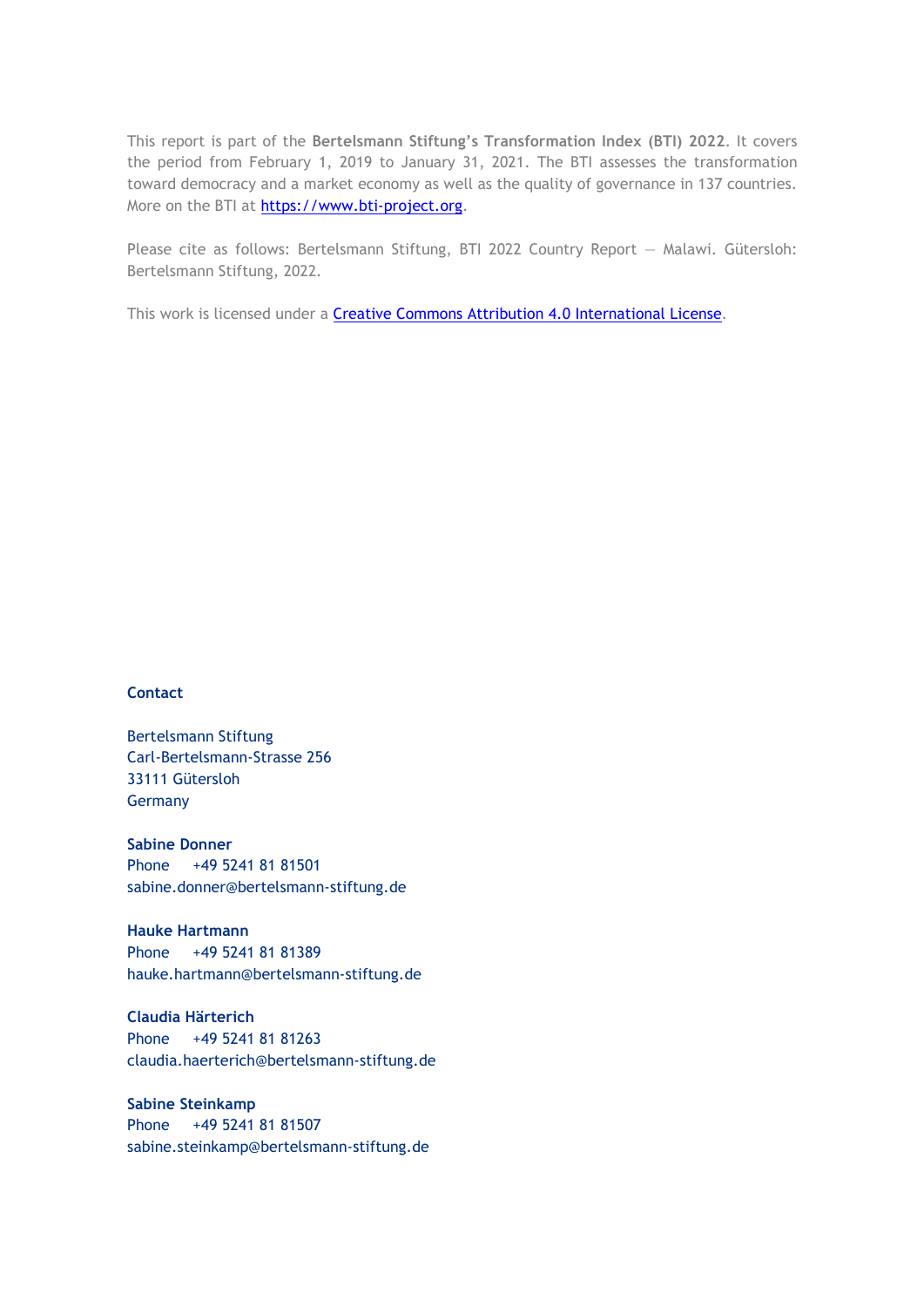This report is part of the **Bertelsmann Stiftung's Transformation Index (BTI) 2022**. It covers the period from February 1, 2019 to January 31, 2021. The BTI assesses the transformation toward democracy and a market economy as well as the quality of governance in 137 countries. More on the BTI at https://www.bti-project.org.

Please cite as follows: Bertelsmann Stiftung, BTI 2022 Country Report — Malawi. Gütersloh: Bertelsmann Stiftung, 2022.

This work is licensed under a Creative Commons Attribution 4.0 International License.

**Contact**

Bertelsmann Stiftung
Carl-Bertelsmann-Strasse 256
33111 Gütersloh
Germany

**Sabine Donner**
Phone +49 5241 81 81501
sabine.donner@bertelsmann-stiftung.de

**Hauke Hartmann**
Phone +49 5241 81 81389
hauke.hartmann@bertelsmann-stiftung.de

**Claudia Härterich**
Phone +49 5241 81 81263
claudia.haerterich@bertelsmann-stiftung.de

**Sabine Steinkamp**
Phone +49 5241 81 81507
sabine.steinkamp@bertelsmann-stiftung.de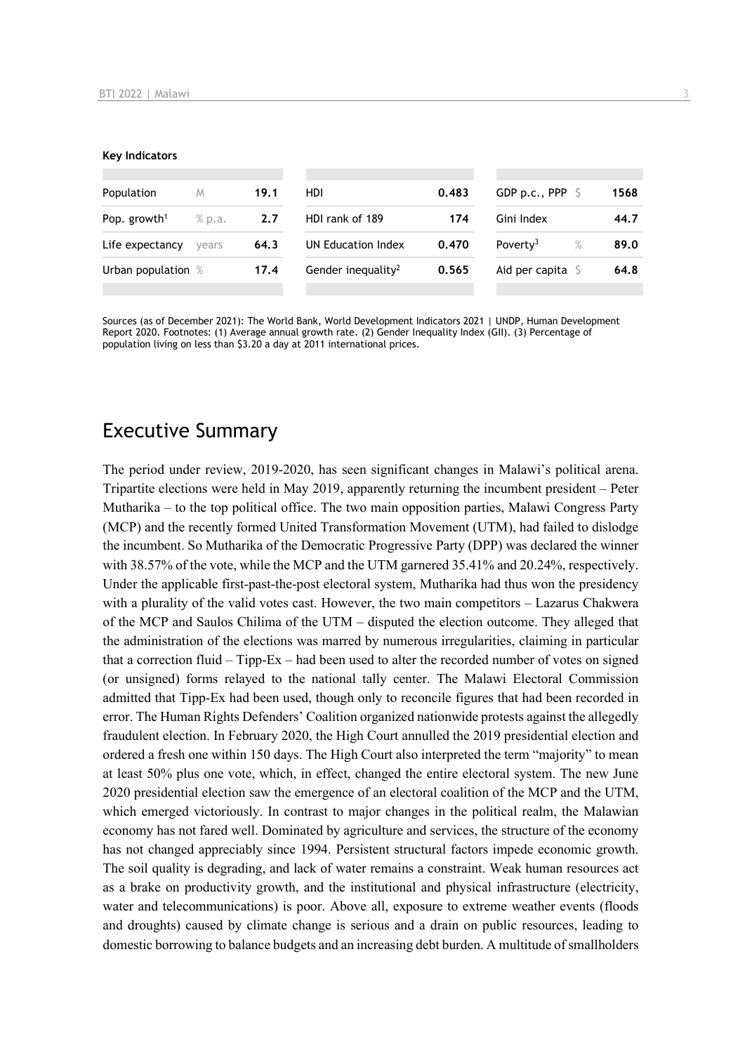**Key Indicators**

| Population | M | 19.1 | HDI | 0.483 | GDP p.c., PPP | $ | 1568 |
|---|---|---|---|---|---|---|---|
| Pop. growth[1] | % p.a. | 2.7 | HDI rank of 189 | 174 | Gini Index | | 44.7 |
| Life expectancy | years | 64.3 | UN Education Index | 0.470 | Poverty[3] | % | 89.0 |
| Urban population | % | 17.4 | Gender inequality[2] | 0.565 | Aid per capita | $ | 64.8 |

Sources (as of December 2021): The World Bank, World Development Indicators 2021 | UNDP, Human Development Report 2020. Footnotes: (1) Average annual growth rate. (2) Gender Inequality Index (GII). (3) Percentage of population living on less than $3.20 a day at 2011 international prices.

## Executive Summary

The period under review, 2019-2020, has seen significant changes in Malawi's political arena. Tripartite elections were held in May 2019, apparently returning the incumbent president – Peter Mutharika – to the top political office. The two main opposition parties, Malawi Congress Party (MCP) and the recently formed United Transformation Movement (UTM), had failed to dislodge the incumbent. So Mutharika of the Democratic Progressive Party (DPP) was declared the winner with 38.57% of the vote, while the MCP and the UTM garnered 35.41% and 20.24%, respectively. Under the applicable first-past-the-post electoral system, Mutharika had thus won the presidency with a plurality of the valid votes cast. However, the two main competitors – Lazarus Chakwera of the MCP and Saulos Chilima of the UTM – disputed the election outcome. They alleged that the administration of the elections was marred by numerous irregularities, claiming in particular that a correction fluid – Tipp-Ex – had been used to alter the recorded number of votes on signed (or unsigned) forms relayed to the national tally center. The Malawi Electoral Commission admitted that Tipp-Ex had been used, though only to reconcile figures that had been recorded in error. The Human Rights Defenders' Coalition organized nationwide protests against the allegedly fraudulent election. In February 2020, the High Court annulled the 2019 presidential election and ordered a fresh one within 150 days. The High Court also interpreted the term "majority" to mean at least 50% plus one vote, which, in effect, changed the entire electoral system. The new June 2020 presidential election saw the emergence of an electoral coalition of the MCP and the UTM, which emerged victoriously. In contrast to major changes in the political realm, the Malawian economy has not fared well. Dominated by agriculture and services, the structure of the economy has not changed appreciably since 1994. Persistent structural factors impede economic growth. The soil quality is degrading, and lack of water remains a constraint. Weak human resources act as a brake on productivity growth, and the institutional and physical infrastructure (electricity, water and telecommunications) is poor. Above all, exposure to extreme weather events (floods and droughts) caused by climate change is serious and a drain on public resources, leading to domestic borrowing to balance budgets and an increasing debt burden. A multitude of smallholders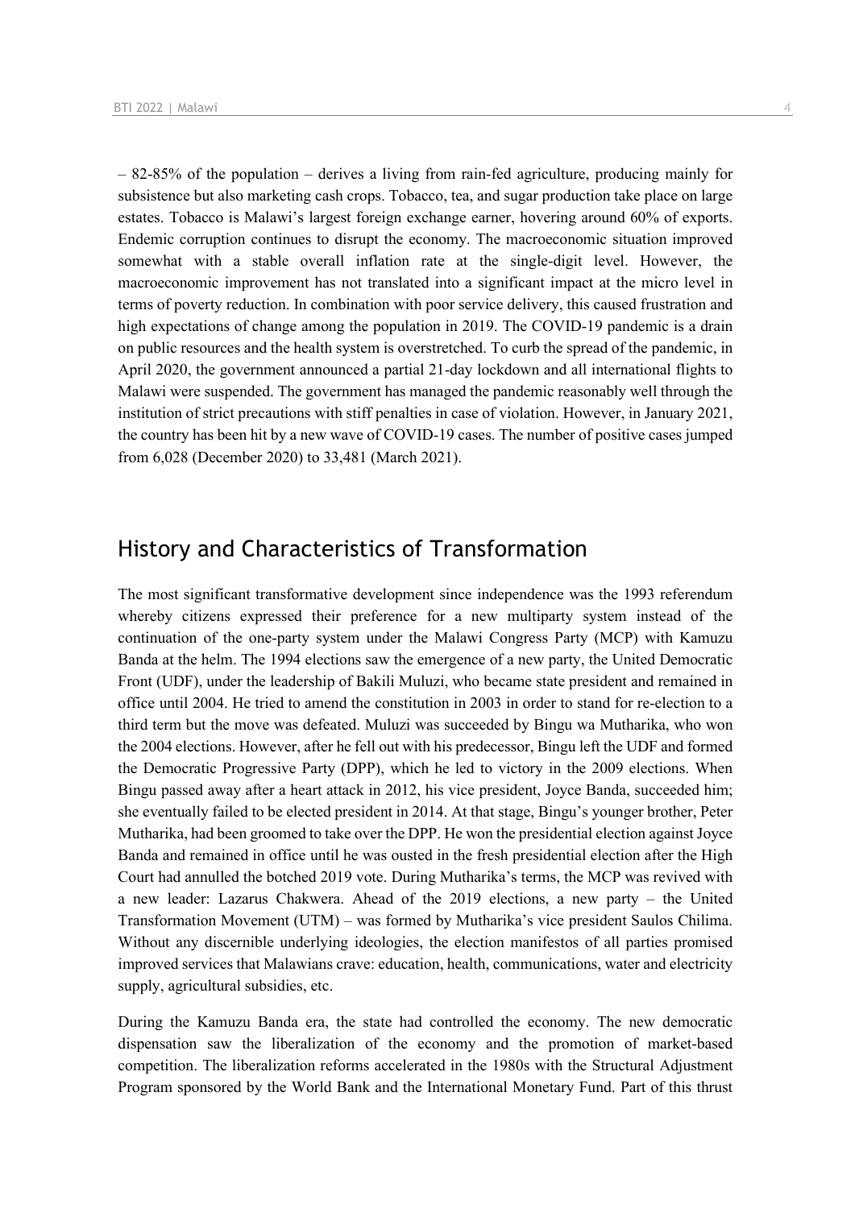– 82-85% of the population – derives a living from rain-fed agriculture, producing mainly for subsistence but also marketing cash crops. Tobacco, tea, and sugar production take place on large estates. Tobacco is Malawi's largest foreign exchange earner, hovering around 60% of exports. Endemic corruption continues to disrupt the economy. The macroeconomic situation improved somewhat with a stable overall inflation rate at the single-digit level. However, the macroeconomic improvement has not translated into a significant impact at the micro level in terms of poverty reduction. In combination with poor service delivery, this caused frustration and high expectations of change among the population in 2019. The COVID-19 pandemic is a drain on public resources and the health system is overstretched. To curb the spread of the pandemic, in April 2020, the government announced a partial 21-day lockdown and all international flights to Malawi were suspended. The government has managed the pandemic reasonably well through the institution of strict precautions with stiff penalties in case of violation. However, in January 2021, the country has been hit by a new wave of COVID-19 cases. The number of positive cases jumped from 6,028 (December 2020) to 33,481 (March 2021).

## History and Characteristics of Transformation

The most significant transformative development since independence was the 1993 referendum whereby citizens expressed their preference for a new multiparty system instead of the continuation of the one-party system under the Malawi Congress Party (MCP) with Kamuzu Banda at the helm. The 1994 elections saw the emergence of a new party, the United Democratic Front (UDF), under the leadership of Bakili Muluzi, who became state president and remained in office until 2004. He tried to amend the constitution in 2003 in order to stand for re-election to a third term but the move was defeated. Muluzi was succeeded by Bingu wa Mutharika, who won the 2004 elections. However, after he fell out with his predecessor, Bingu left the UDF and formed the Democratic Progressive Party (DPP), which he led to victory in the 2009 elections. When Bingu passed away after a heart attack in 2012, his vice president, Joyce Banda, succeeded him; she eventually failed to be elected president in 2014. At that stage, Bingu's younger brother, Peter Mutharika, had been groomed to take over the DPP. He won the presidential election against Joyce Banda and remained in office until he was ousted in the fresh presidential election after the High Court had annulled the botched 2019 vote. During Mutharika's terms, the MCP was revived with a new leader: Lazarus Chakwera. Ahead of the 2019 elections, a new party – the United Transformation Movement (UTM) – was formed by Mutharika's vice president Saulos Chilima. Without any discernible underlying ideologies, the election manifestos of all parties promised improved services that Malawians crave: education, health, communications, water and electricity supply, agricultural subsidies, etc.

During the Kamuzu Banda era, the state had controlled the economy. The new democratic dispensation saw the liberalization of the economy and the promotion of market-based competition. The liberalization reforms accelerated in the 1980s with the Structural Adjustment Program sponsored by the World Bank and the International Monetary Fund. Part of this thrust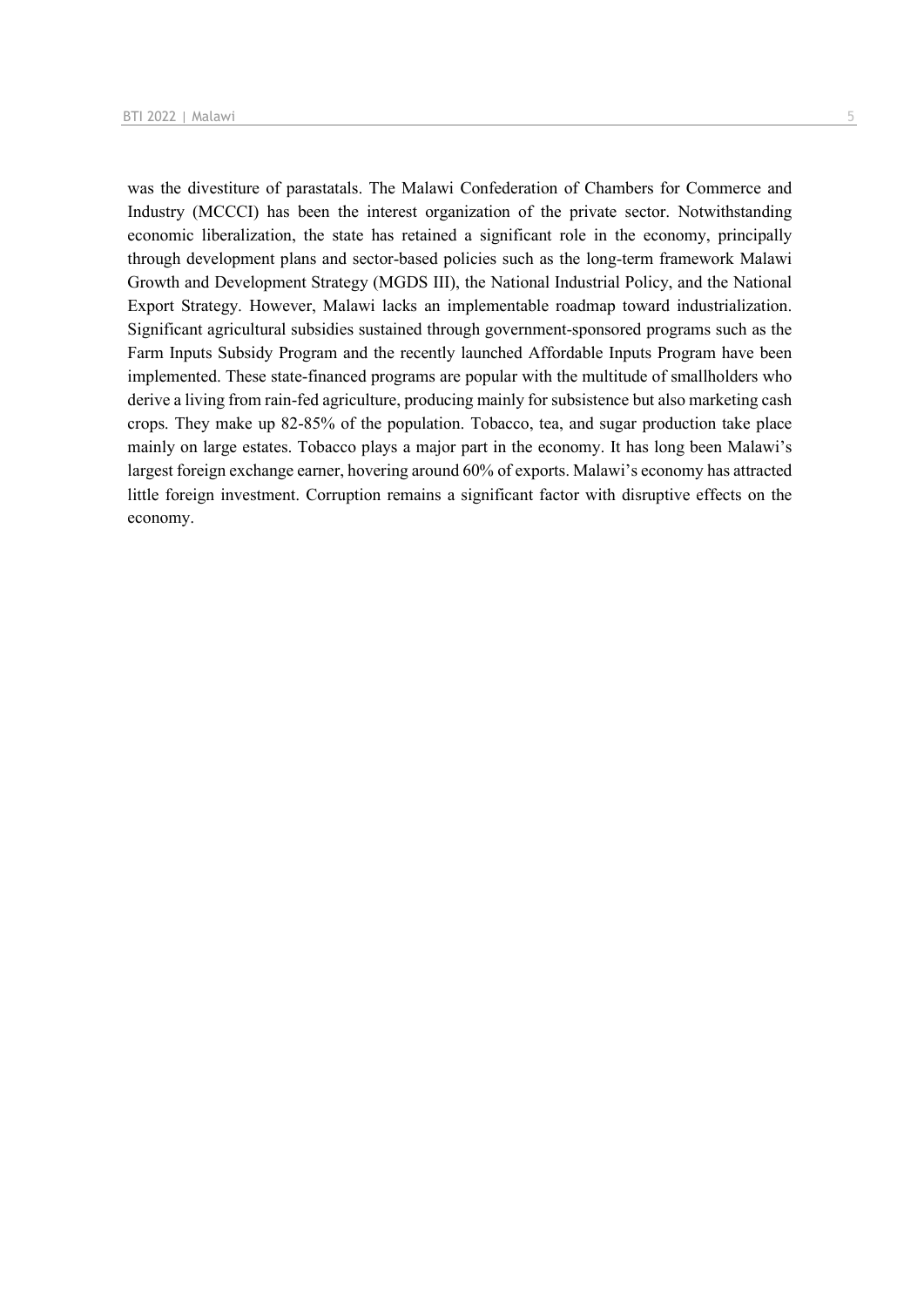was the divestiture of parastatals. The Malawi Confederation of Chambers for Commerce and Industry (MCCCI) has been the interest organization of the private sector. Notwithstanding economic liberalization, the state has retained a significant role in the economy, principally through development plans and sector-based policies such as the long-term framework Malawi Growth and Development Strategy (MGDS III), the National Industrial Policy, and the National Export Strategy. However, Malawi lacks an implementable roadmap toward industrialization. Significant agricultural subsidies sustained through government-sponsored programs such as the Farm Inputs Subsidy Program and the recently launched Affordable Inputs Program have been implemented. These state-financed programs are popular with the multitude of smallholders who derive a living from rain-fed agriculture, producing mainly for subsistence but also marketing cash crops. They make up 82-85% of the population. Tobacco, tea, and sugar production take place mainly on large estates. Tobacco plays a major part in the economy. It has long been Malawi's largest foreign exchange earner, hovering around 60% of exports. Malawi's economy has attracted little foreign investment. Corruption remains a significant factor with disruptive effects on the economy.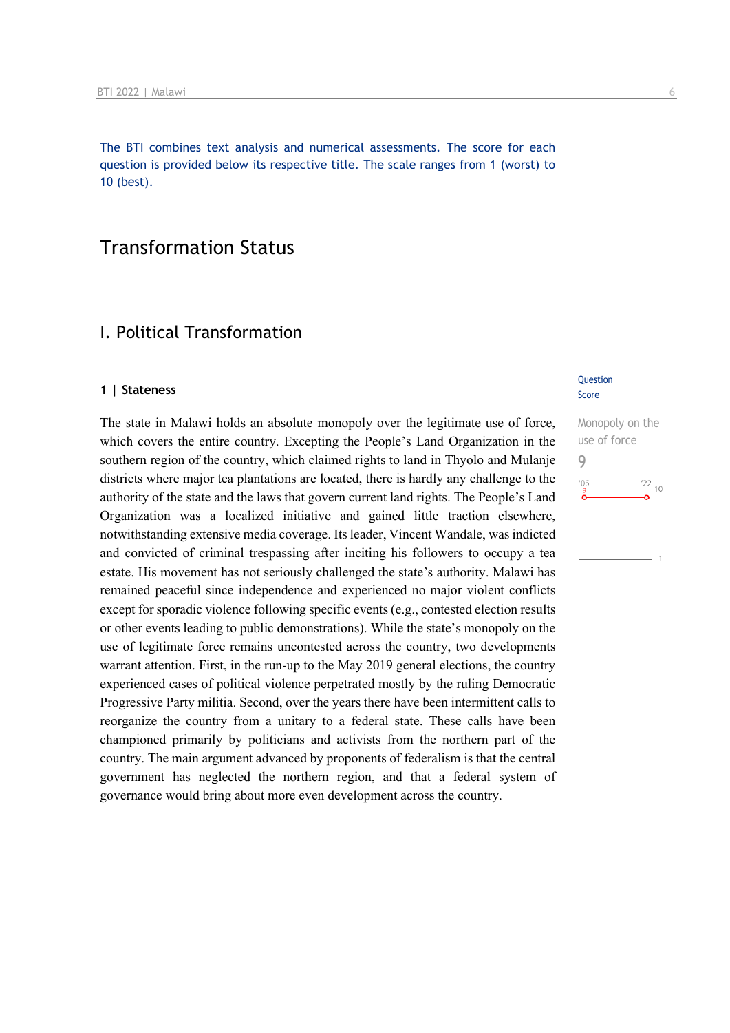The BTI combines text analysis and numerical assessments. The score for each question is provided below its respective title. The scale ranges from 1 (worst) to 10 (best).

# Transformation Status

## I. Political Transformation

### 1 | Stateness

Question Score

Monopoly on the use of force

9

The state in Malawi holds an absolute monopoly over the legitimate use of force, which covers the entire country. Excepting the People's Land Organization in the southern region of the country, which claimed rights to land in Thyolo and Mulanje districts where major tea plantations are located, there is hardly any challenge to the authority of the state and the laws that govern current land rights. The People's Land Organization was a localized initiative and gained little traction elsewhere, notwithstanding extensive media coverage. Its leader, Vincent Wandale, was indicted and convicted of criminal trespassing after inciting his followers to occupy a tea estate. His movement has not seriously challenged the state's authority. Malawi has remained peaceful since independence and experienced no major violent conflicts except for sporadic violence following specific events (e.g., contested election results or other events leading to public demonstrations). While the state's monopoly on the use of legitimate force remains uncontested across the country, two developments warrant attention. First, in the run-up to the May 2019 general elections, the country experienced cases of political violence perpetrated mostly by the ruling Democratic Progressive Party militia. Second, over the years there have been intermittent calls to reorganize the country from a unitary to a federal state. These calls have been championed primarily by politicians and activists from the northern part of the country. The main argument advanced by proponents of federalism is that the central government has neglected the northern region, and that a federal system of governance would bring about more even development across the country.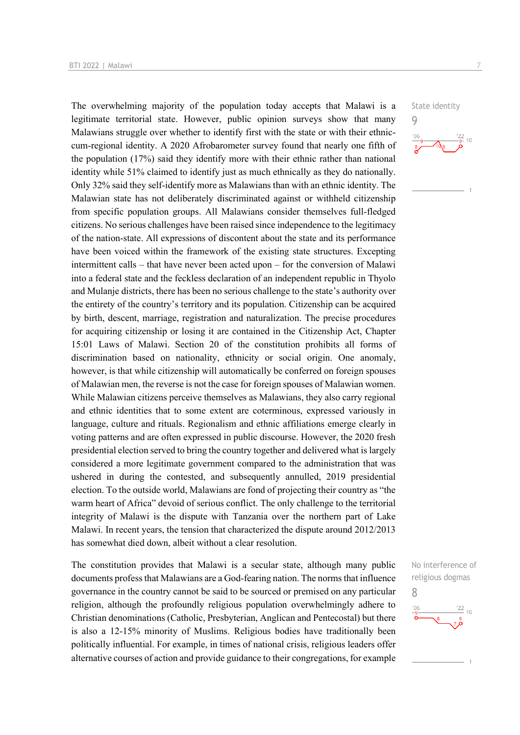State identity

9

The overwhelming majority of the population today accepts that Malawi is a legitimate territorial state. However, public opinion surveys show that many Malawians struggle over whether to identify first with the state or with their ethnic-cum-regional identity. A 2020 Afrobarometer survey found that nearly one fifth of the population (17%) said they identify more with their ethnic rather than national identity while 51% claimed to identify just as much ethnically as they do nationally. Only 32% said they self-identify more as Malawians than with an ethnic identity. The Malawian state has not deliberately discriminated against or withheld citizenship from specific population groups. All Malawians consider themselves full-fledged citizens. No serious challenges have been raised since independence to the legitimacy of the nation-state. All expressions of discontent about the state and its performance have been voiced within the framework of the existing state structures. Excepting intermittent calls – that have never been acted upon – for the conversion of Malawi into a federal state and the feckless declaration of an independent republic in Thyolo and Mulanje districts, there has been no serious challenge to the state's authority over the entirety of the country's territory and its population. Citizenship can be acquired by birth, descent, marriage, registration and naturalization. The precise procedures for acquiring citizenship or losing it are contained in the Citizenship Act, Chapter 15:01 Laws of Malawi. Section 20 of the constitution prohibits all forms of discrimination based on nationality, ethnicity or social origin. One anomaly, however, is that while citizenship will automatically be conferred on foreign spouses of Malawian men, the reverse is not the case for foreign spouses of Malawian women. While Malawian citizens perceive themselves as Malawians, they also carry regional and ethnic identities that to some extent are coterminous, expressed variously in language, culture and rituals. Regionalism and ethnic affiliations emerge clearly in voting patterns and are often expressed in public discourse. However, the 2020 fresh presidential election served to bring the country together and delivered what is largely considered a more legitimate government compared to the administration that was ushered in during the contested, and subsequently annulled, 2019 presidential election. To the outside world, Malawians are fond of projecting their country as "the warm heart of Africa" devoid of serious conflict. The only challenge to the territorial integrity of Malawi is the dispute with Tanzania over the northern part of Lake Malawi. In recent years, the tension that characterized the dispute around 2012/2013 has somewhat died down, albeit without a clear resolution.

No interference of religious dogmas

8

The constitution provides that Malawi is a secular state, although many public documents profess that Malawians are a God-fearing nation. The norms that influence governance in the country cannot be said to be sourced or premised on any particular religion, although the profoundly religious population overwhelmingly adhere to Christian denominations (Catholic, Presbyterian, Anglican and Pentecostal) but there is also a 12-15% minority of Muslims. Religious bodies have traditionally been politically influential. For example, in times of national crisis, religious leaders offer alternative courses of action and provide guidance to their congregations, for example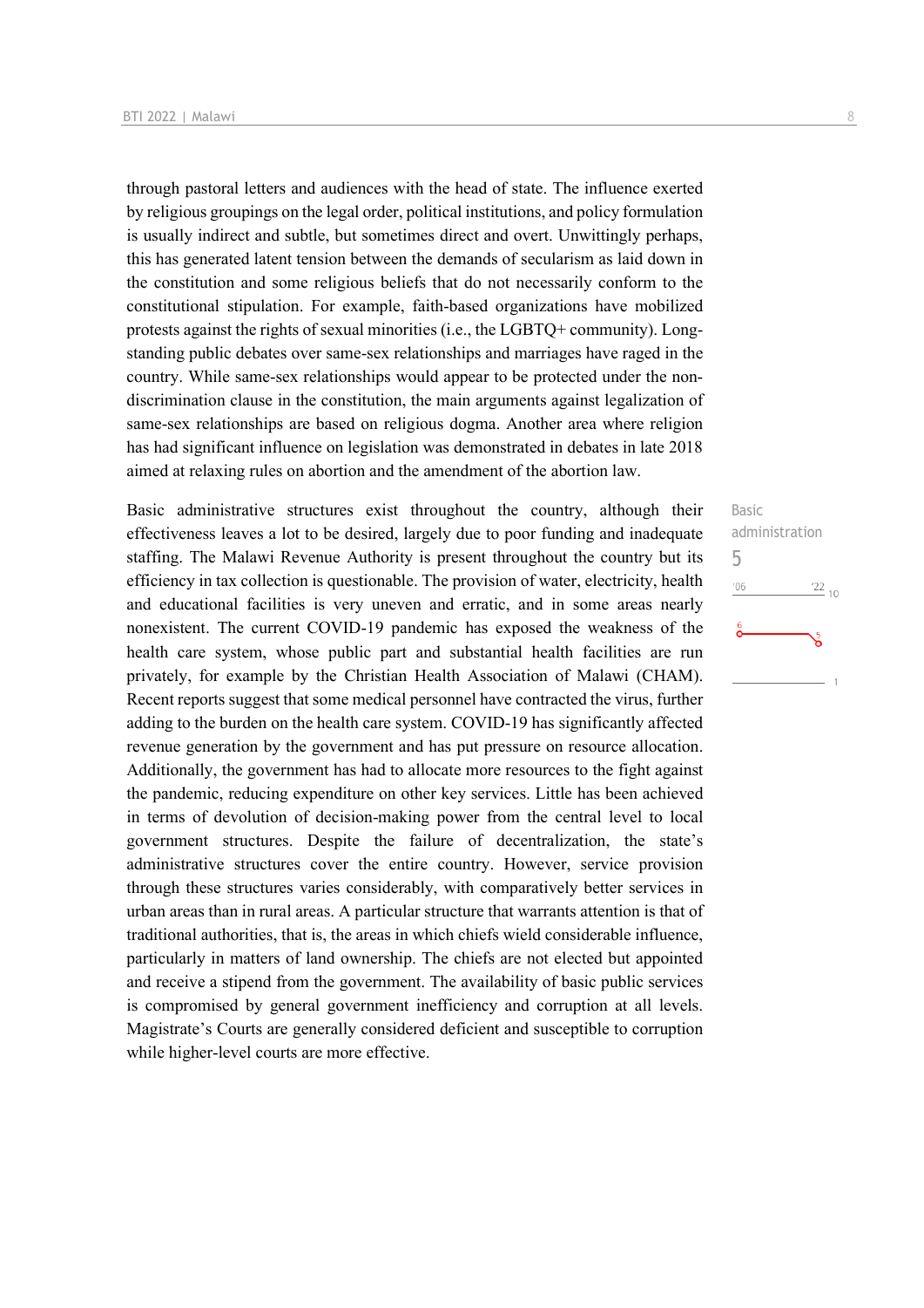through pastoral letters and audiences with the head of state. The influence exerted by religious groupings on the legal order, political institutions, and policy formulation is usually indirect and subtle, but sometimes direct and overt. Unwittingly perhaps, this has generated latent tension between the demands of secularism as laid down in the constitution and some religious beliefs that do not necessarily conform to the constitutional stipulation. For example, faith-based organizations have mobilized protests against the rights of sexual minorities (i.e., the LGBTQ+ community). Long-standing public debates over same-sex relationships and marriages have raged in the country. While same-sex relationships would appear to be protected under the non-discrimination clause in the constitution, the main arguments against legalization of same-sex relationships are based on religious dogma. Another area where religion has had significant influence on legislation was demonstrated in debates in late 2018 aimed at relaxing rules on abortion and the amendment of the abortion law.

Basic administration
5

'06: 6 — '22: 5

Basic administrative structures exist throughout the country, although their effectiveness leaves a lot to be desired, largely due to poor funding and inadequate staffing. The Malawi Revenue Authority is present throughout the country but its efficiency in tax collection is questionable. The provision of water, electricity, health and educational facilities is very uneven and erratic, and in some areas nearly nonexistent. The current COVID-19 pandemic has exposed the weakness of the health care system, whose public part and substantial health facilities are run privately, for example by the Christian Health Association of Malawi (CHAM). Recent reports suggest that some medical personnel have contracted the virus, further adding to the burden on the health care system. COVID-19 has significantly affected revenue generation by the government and has put pressure on resource allocation. Additionally, the government has had to allocate more resources to the fight against the pandemic, reducing expenditure on other key services. Little has been achieved in terms of devolution of decision-making power from the central level to local government structures. Despite the failure of decentralization, the state's administrative structures cover the entire country. However, service provision through these structures varies considerably, with comparatively better services in urban areas than in rural areas. A particular structure that warrants attention is that of traditional authorities, that is, the areas in which chiefs wield considerable influence, particularly in matters of land ownership. The chiefs are not elected but appointed and receive a stipend from the government. The availability of basic public services is compromised by general government inefficiency and corruption at all levels. Magistrate's Courts are generally considered deficient and susceptible to corruption while higher-level courts are more effective.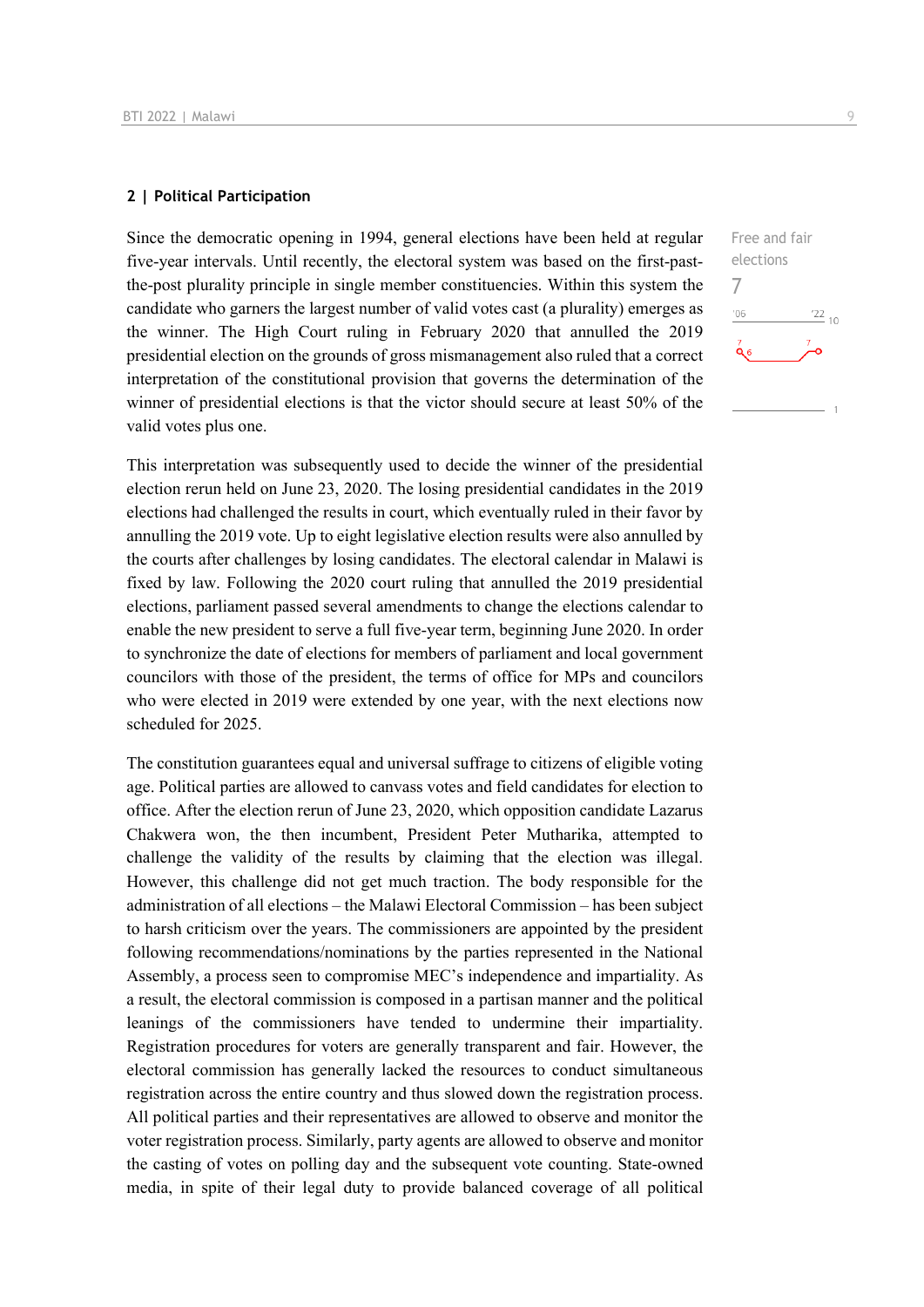## 2 | Political Participation

Since the democratic opening in 1994, general elections have been held at regular five-year intervals. Until recently, the electoral system was based on the first-past-the-post plurality principle in single member constituencies. Within this system the candidate who garners the largest number of valid votes cast (a plurality) emerges as the winner. The High Court ruling in February 2020 that annulled the 2019 presidential election on the grounds of gross mismanagement also ruled that a correct interpretation of the constitutional provision that governs the determination of the winner of presidential elections is that the victor should secure at least 50% of the valid votes plus one.

Free and fair elections

7

This interpretation was subsequently used to decide the winner of the presidential election rerun held on June 23, 2020. The losing presidential candidates in the 2019 elections had challenged the results in court, which eventually ruled in their favor by annulling the 2019 vote. Up to eight legislative election results were also annulled by the courts after challenges by losing candidates. The electoral calendar in Malawi is fixed by law. Following the 2020 court ruling that annulled the 2019 presidential elections, parliament passed several amendments to change the elections calendar to enable the new president to serve a full five-year term, beginning June 2020. In order to synchronize the date of elections for members of parliament and local government councilors with those of the president, the terms of office for MPs and councilors who were elected in 2019 were extended by one year, with the next elections now scheduled for 2025.

The constitution guarantees equal and universal suffrage to citizens of eligible voting age. Political parties are allowed to canvass votes and field candidates for election to office. After the election rerun of June 23, 2020, which opposition candidate Lazarus Chakwera won, the then incumbent, President Peter Mutharika, attempted to challenge the validity of the results by claiming that the election was illegal. However, this challenge did not get much traction. The body responsible for the administration of all elections – the Malawi Electoral Commission – has been subject to harsh criticism over the years. The commissioners are appointed by the president following recommendations/nominations by the parties represented in the National Assembly, a process seen to compromise MEC's independence and impartiality. As a result, the electoral commission is composed in a partisan manner and the political leanings of the commissioners have tended to undermine their impartiality. Registration procedures for voters are generally transparent and fair. However, the electoral commission has generally lacked the resources to conduct simultaneous registration across the entire country and thus slowed down the registration process. All political parties and their representatives are allowed to observe and monitor the voter registration process. Similarly, party agents are allowed to observe and monitor the casting of votes on polling day and the subsequent vote counting. State-owned media, in spite of their legal duty to provide balanced coverage of all political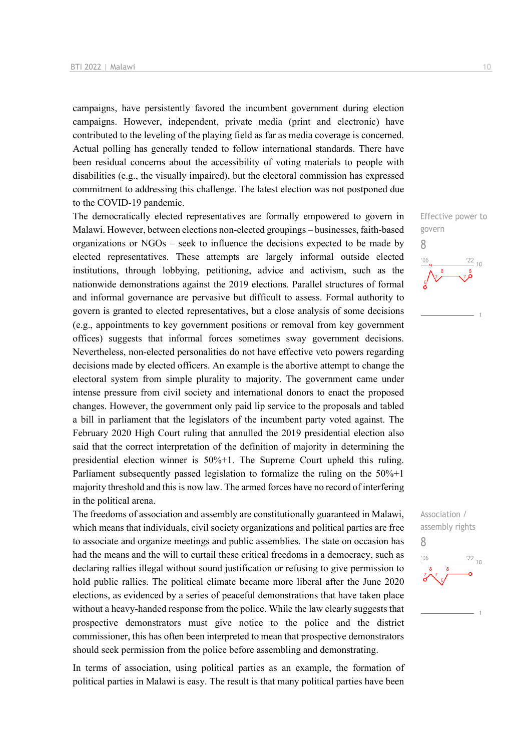campaigns, have persistently favored the incumbent government during election campaigns. However, independent, private media (print and electronic) have contributed to the leveling of the playing field as far as media coverage is concerned. Actual polling has generally tended to follow international standards. There have been residual concerns about the accessibility of voting materials to people with disabilities (e.g., the visually impaired), but the electoral commission has expressed commitment to addressing this challenge. The latest election was not postponed due to the COVID-19 pandemic.

Effective power to govern

8

The democratically elected representatives are formally empowered to govern in Malawi. However, between elections non-elected groupings – businesses, faith-based organizations or NGOs – seek to influence the decisions expected to be made by elected representatives. These attempts are largely informal outside elected institutions, through lobbying, petitioning, advice and activism, such as the nationwide demonstrations against the 2019 elections. Parallel structures of formal and informal governance are pervasive but difficult to assess. Formal authority to govern is granted to elected representatives, but a close analysis of some decisions (e.g., appointments to key government positions or removal from key government offices) suggests that informal forces sometimes sway government decisions. Nevertheless, non-elected personalities do not have effective veto powers regarding decisions made by elected officers. An example is the abortive attempt to change the electoral system from simple plurality to majority. The government came under intense pressure from civil society and international donors to enact the proposed changes. However, the government only paid lip service to the proposals and tabled a bill in parliament that the legislators of the incumbent party voted against. The February 2020 High Court ruling that annulled the 2019 presidential election also said that the correct interpretation of the definition of majority in determining the presidential election winner is 50%+1. The Supreme Court upheld this ruling. Parliament subsequently passed legislation to formalize the ruling on the 50%+1 majority threshold and this is now law. The armed forces have no record of interfering in the political arena.

Association / assembly rights

8

The freedoms of association and assembly are constitutionally guaranteed in Malawi, which means that individuals, civil society organizations and political parties are free to associate and organize meetings and public assemblies. The state on occasion has had the means and the will to curtail these critical freedoms in a democracy, such as declaring rallies illegal without sound justification or refusing to give permission to hold public rallies. The political climate became more liberal after the June 2020 elections, as evidenced by a series of peaceful demonstrations that have taken place without a heavy-handed response from the police. While the law clearly suggests that prospective demonstrators must give notice to the police and the district commissioner, this has often been interpreted to mean that prospective demonstrators should seek permission from the police before assembling and demonstrating.

In terms of association, using political parties as an example, the formation of political parties in Malawi is easy. The result is that many political parties have been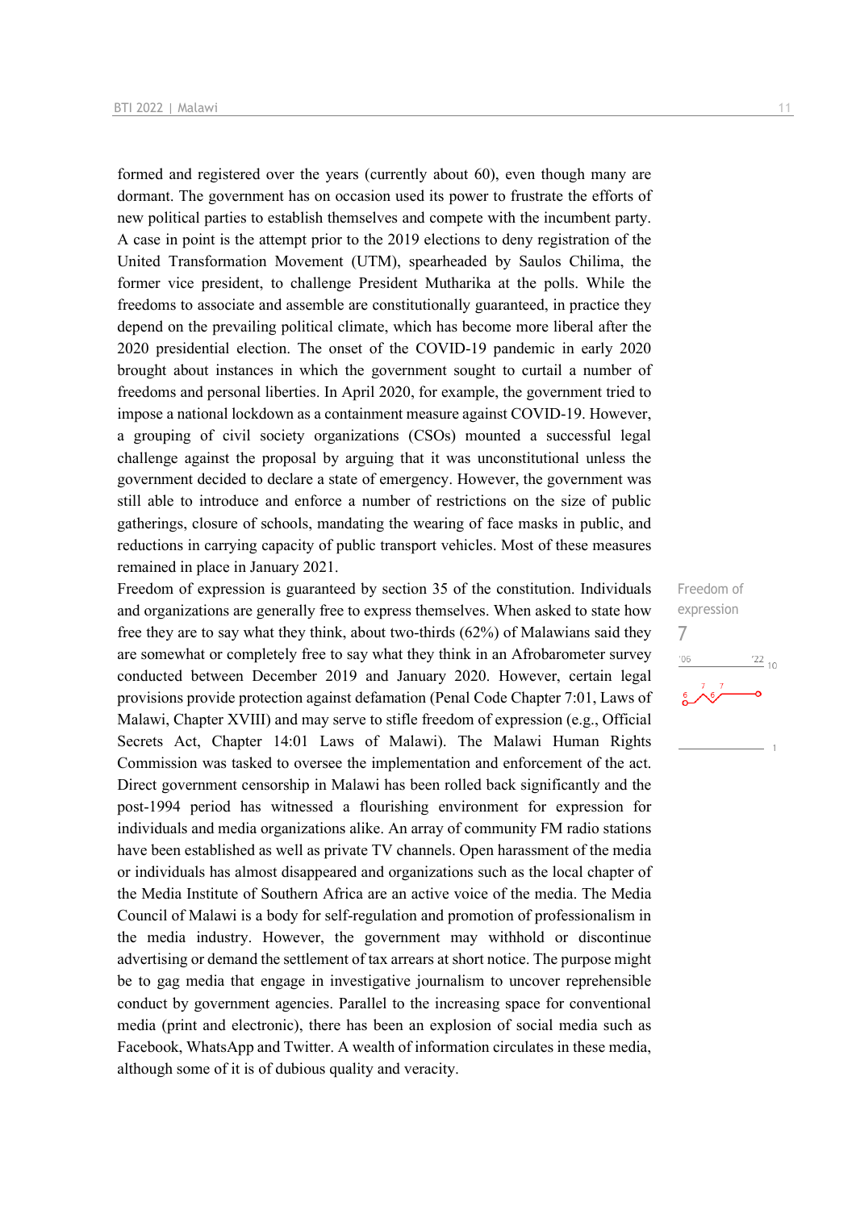formed and registered over the years (currently about 60), even though many are dormant. The government has on occasion used its power to frustrate the efforts of new political parties to establish themselves and compete with the incumbent party. A case in point is the attempt prior to the 2019 elections to deny registration of the United Transformation Movement (UTM), spearheaded by Saulos Chilima, the former vice president, to challenge President Mutharika at the polls. While the freedoms to associate and assemble are constitutionally guaranteed, in practice they depend on the prevailing political climate, which has become more liberal after the 2020 presidential election. The onset of the COVID-19 pandemic in early 2020 brought about instances in which the government sought to curtail a number of freedoms and personal liberties. In April 2020, for example, the government tried to impose a national lockdown as a containment measure against COVID-19. However, a grouping of civil society organizations (CSOs) mounted a successful legal challenge against the proposal by arguing that it was unconstitutional unless the government decided to declare a state of emergency. However, the government was still able to introduce and enforce a number of restrictions on the size of public gatherings, closure of schools, mandating the wearing of face masks in public, and reductions in carrying capacity of public transport vehicles. Most of these measures remained in place in January 2021.

Freedom of expression
7

Freedom of expression is guaranteed by section 35 of the constitution. Individuals and organizations are generally free to express themselves. When asked to state how free they are to say what they think, about two-thirds (62%) of Malawians said they are somewhat or completely free to say what they think in an Afrobarometer survey conducted between December 2019 and January 2020. However, certain legal provisions provide protection against defamation (Penal Code Chapter 7:01, Laws of Malawi, Chapter XVIII) and may serve to stifle freedom of expression (e.g., Official Secrets Act, Chapter 14:01 Laws of Malawi). The Malawi Human Rights Commission was tasked to oversee the implementation and enforcement of the act. Direct government censorship in Malawi has been rolled back significantly and the post-1994 period has witnessed a flourishing environment for expression for individuals and media organizations alike. An array of community FM radio stations have been established as well as private TV channels. Open harassment of the media or individuals has almost disappeared and organizations such as the local chapter of the Media Institute of Southern Africa are an active voice of the media. The Media Council of Malawi is a body for self-regulation and promotion of professionalism in the media industry. However, the government may withhold or discontinue advertising or demand the settlement of tax arrears at short notice. The purpose might be to gag media that engage in investigative journalism to uncover reprehensible conduct by government agencies. Parallel to the increasing space for conventional media (print and electronic), there has been an explosion of social media such as Facebook, WhatsApp and Twitter. A wealth of information circulates in these media, although some of it is of dubious quality and veracity.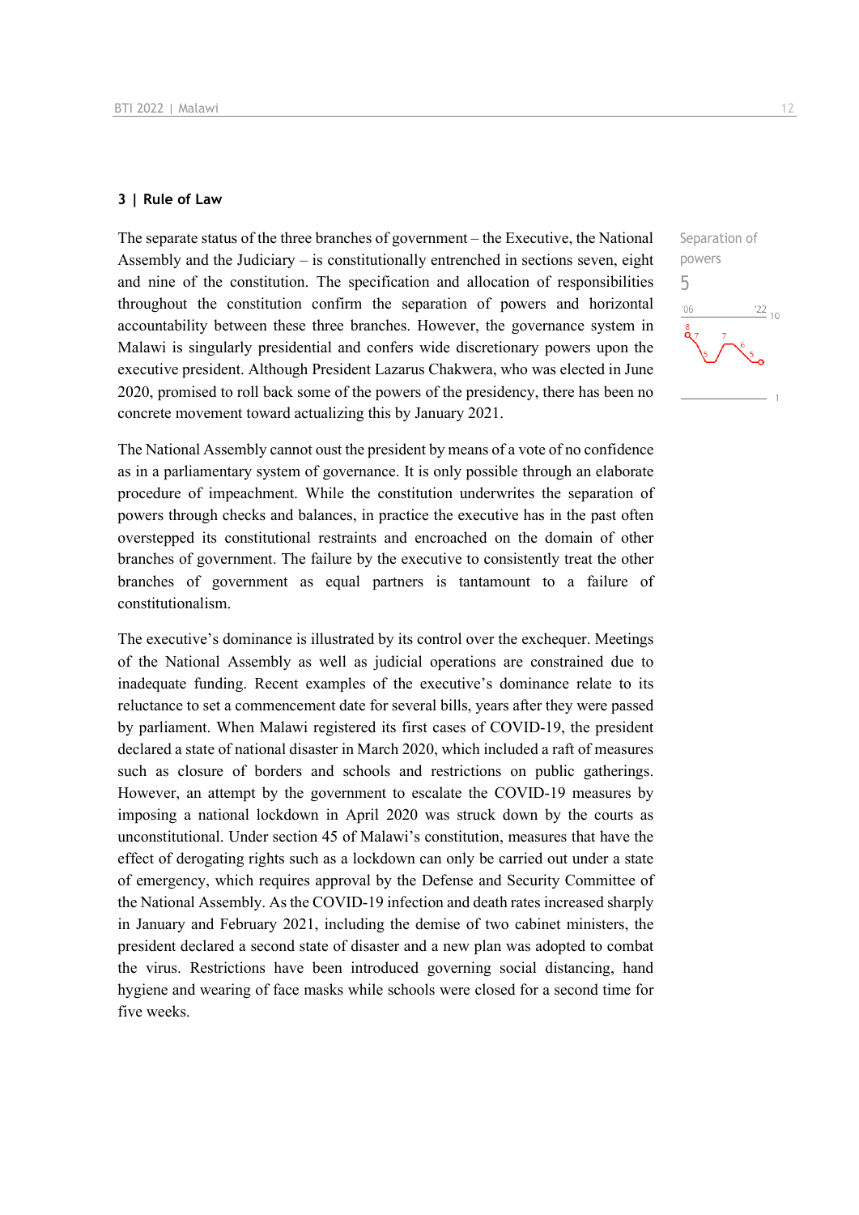### 3 | Rule of Law

Separation of powers

5

The separate status of the three branches of government – the Executive, the National Assembly and the Judiciary – is constitutionally entrenched in sections seven, eight and nine of the constitution. The specification and allocation of responsibilities throughout the constitution confirm the separation of powers and horizontal accountability between these three branches. However, the governance system in Malawi is singularly presidential and confers wide discretionary powers upon the executive president. Although President Lazarus Chakwera, who was elected in June 2020, promised to roll back some of the powers of the presidency, there has been no concrete movement toward actualizing this by January 2021.

The National Assembly cannot oust the president by means of a vote of no confidence as in a parliamentary system of governance. It is only possible through an elaborate procedure of impeachment. While the constitution underwrites the separation of powers through checks and balances, in practice the executive has in the past often overstepped its constitutional restraints and encroached on the domain of other branches of government. The failure by the executive to consistently treat the other branches of government as equal partners is tantamount to a failure of constitutionalism.

The executive's dominance is illustrated by its control over the exchequer. Meetings of the National Assembly as well as judicial operations are constrained due to inadequate funding. Recent examples of the executive's dominance relate to its reluctance to set a commencement date for several bills, years after they were passed by parliament. When Malawi registered its first cases of COVID-19, the president declared a state of national disaster in March 2020, which included a raft of measures such as closure of borders and schools and restrictions on public gatherings. However, an attempt by the government to escalate the COVID-19 measures by imposing a national lockdown in April 2020 was struck down by the courts as unconstitutional. Under section 45 of Malawi's constitution, measures that have the effect of derogating rights such as a lockdown can only be carried out under a state of emergency, which requires approval by the Defense and Security Committee of the National Assembly. As the COVID-19 infection and death rates increased sharply in January and February 2021, including the demise of two cabinet ministers, the president declared a second state of disaster and a new plan was adopted to combat the virus. Restrictions have been introduced governing social distancing, hand hygiene and wearing of face masks while schools were closed for a second time for five weeks.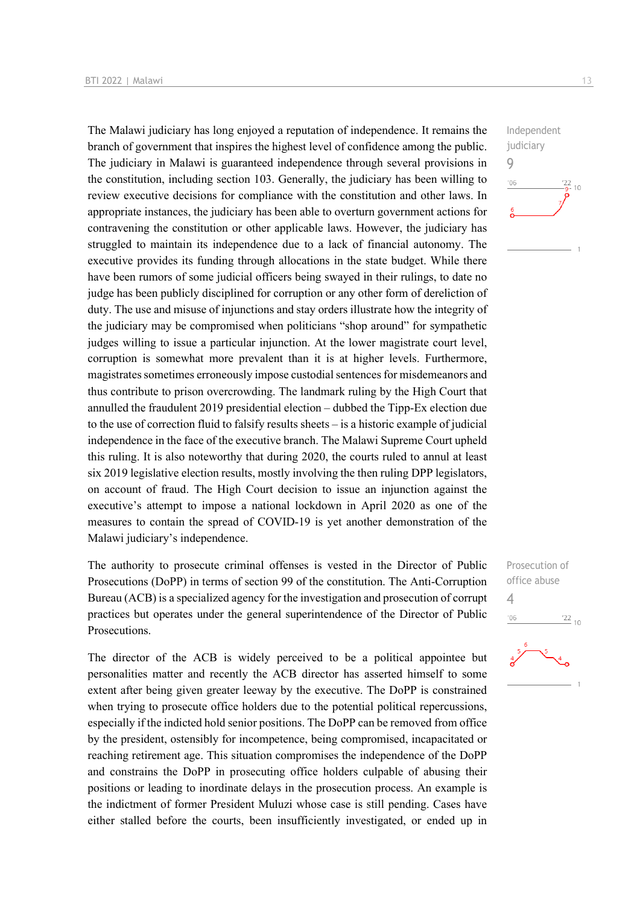Independent judiciary

9

The Malawi judiciary has long enjoyed a reputation of independence. It remains the branch of government that inspires the highest level of confidence among the public. The judiciary in Malawi is guaranteed independence through several provisions in the constitution, including section 103. Generally, the judiciary has been willing to review executive decisions for compliance with the constitution and other laws. In appropriate instances, the judiciary has been able to overturn government actions for contravening the constitution or other applicable laws. However, the judiciary has struggled to maintain its independence due to a lack of financial autonomy. The executive provides its funding through allocations in the state budget. While there have been rumors of some judicial officers being swayed in their rulings, to date no judge has been publicly disciplined for corruption or any other form of dereliction of duty. The use and misuse of injunctions and stay orders illustrate how the integrity of the judiciary may be compromised when politicians "shop around" for sympathetic judges willing to issue a particular injunction. At the lower magistrate court level, corruption is somewhat more prevalent than it is at higher levels. Furthermore, magistrates sometimes erroneously impose custodial sentences for misdemeanors and thus contribute to prison overcrowding. The landmark ruling by the High Court that annulled the fraudulent 2019 presidential election – dubbed the Tipp-Ex election due to the use of correction fluid to falsify results sheets – is a historic example of judicial independence in the face of the executive branch. The Malawi Supreme Court upheld this ruling. It is also noteworthy that during 2020, the courts ruled to annul at least six 2019 legislative election results, mostly involving the then ruling DPP legislators, on account of fraud. The High Court decision to issue an injunction against the executive's attempt to impose a national lockdown in April 2020 as one of the measures to contain the spread of COVID-19 is yet another demonstration of the Malawi judiciary's independence.

Prosecution of office abuse

4

The authority to prosecute criminal offenses is vested in the Director of Public Prosecutions (DoPP) in terms of section 99 of the constitution. The Anti-Corruption Bureau (ACB) is a specialized agency for the investigation and prosecution of corrupt practices but operates under the general superintendence of the Director of Public Prosecutions.

The director of the ACB is widely perceived to be a political appointee but personalities matter and recently the ACB director has asserted himself to some extent after being given greater leeway by the executive. The DoPP is constrained when trying to prosecute office holders due to the potential political repercussions, especially if the indicted hold senior positions. The DoPP can be removed from office by the president, ostensibly for incompetence, being compromised, incapacitated or reaching retirement age. This situation compromises the independence of the DoPP and constrains the DoPP in prosecuting office holders culpable of abusing their positions or leading to inordinate delays in the prosecution process. An example is the indictment of former President Muluzi whose case is still pending. Cases have either stalled before the courts, been insufficiently investigated, or ended up in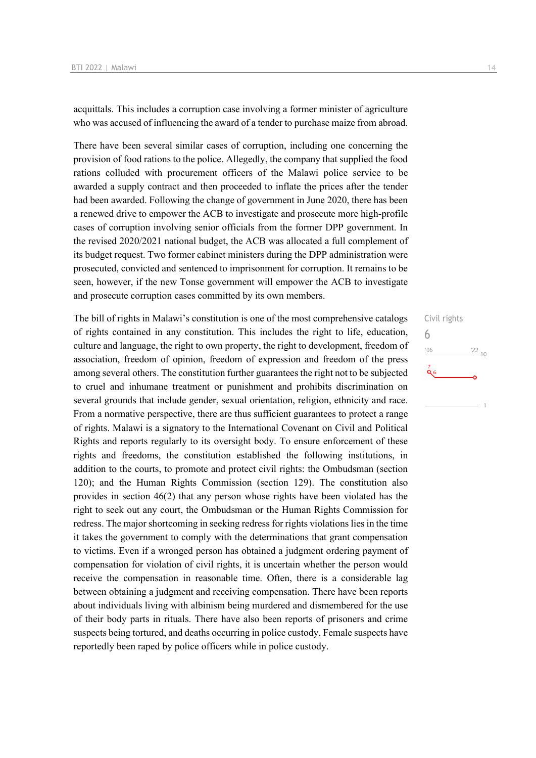acquittals. This includes a corruption case involving a former minister of agriculture who was accused of influencing the award of a tender to purchase maize from abroad.

There have been several similar cases of corruption, including one concerning the provision of food rations to the police. Allegedly, the company that supplied the food rations colluded with procurement officers of the Malawi police service to be awarded a supply contract and then proceeded to inflate the prices after the tender had been awarded. Following the change of government in June 2020, there has been a renewed drive to empower the ACB to investigate and prosecute more high-profile cases of corruption involving senior officials from the former DPP government. In the revised 2020/2021 national budget, the ACB was allocated a full complement of its budget request. Two former cabinet ministers during the DPP administration were prosecuted, convicted and sentenced to imprisonment for corruption. It remains to be seen, however, if the new Tonse government will empower the ACB to investigate and prosecute corruption cases committed by its own members.

Civil rights
6

The bill of rights in Malawi's constitution is one of the most comprehensive catalogs of rights contained in any constitution. This includes the right to life, education, culture and language, the right to own property, the right to development, freedom of association, freedom of opinion, freedom of expression and freedom of the press among several others. The constitution further guarantees the right not to be subjected to cruel and inhumane treatment or punishment and prohibits discrimination on several grounds that include gender, sexual orientation, religion, ethnicity and race. From a normative perspective, there are thus sufficient guarantees to protect a range of rights. Malawi is a signatory to the International Covenant on Civil and Political Rights and reports regularly to its oversight body. To ensure enforcement of these rights and freedoms, the constitution established the following institutions, in addition to the courts, to promote and protect civil rights: the Ombudsman (section 120); and the Human Rights Commission (section 129). The constitution also provides in section 46(2) that any person whose rights have been violated has the right to seek out any court, the Ombudsman or the Human Rights Commission for redress. The major shortcoming in seeking redress for rights violations lies in the time it takes the government to comply with the determinations that grant compensation to victims. Even if a wronged person has obtained a judgment ordering payment of compensation for violation of civil rights, it is uncertain whether the person would receive the compensation in reasonable time. Often, there is a considerable lag between obtaining a judgment and receiving compensation. There have been reports about individuals living with albinism being murdered and dismembered for the use of their body parts in rituals. There have also been reports of prisoners and crime suspects being tortured, and deaths occurring in police custody. Female suspects have reportedly been raped by police officers while in police custody.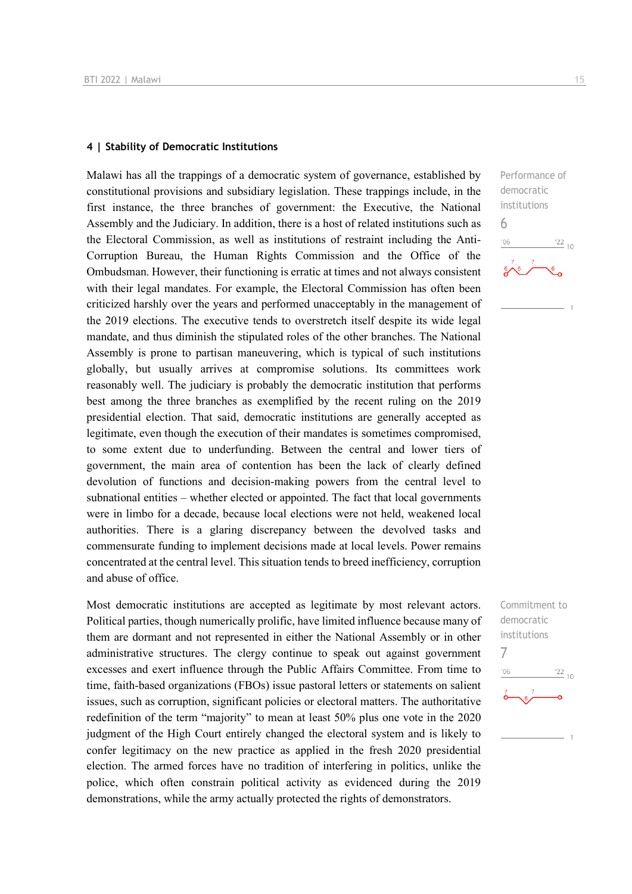## 4 | Stability of Democratic Institutions

Performance of democratic institutions
6

Malawi has all the trappings of a democratic system of governance, established by constitutional provisions and subsidiary legislation. These trappings include, in the first instance, the three branches of government: the Executive, the National Assembly and the Judiciary. In addition, there is a host of related institutions such as the Electoral Commission, as well as institutions of restraint including the Anti-Corruption Bureau, the Human Rights Commission and the Office of the Ombudsman. However, their functioning is erratic at times and not always consistent with their legal mandates. For example, the Electoral Commission has often been criticized harshly over the years and performed unacceptably in the management of the 2019 elections. The executive tends to overstretch itself despite its wide legal mandate, and thus diminish the stipulated roles of the other branches. The National Assembly is prone to partisan maneuvering, which is typical of such institutions globally, but usually arrives at compromise solutions. Its committees work reasonably well. The judiciary is probably the democratic institution that performs best among the three branches as exemplified by the recent ruling on the 2019 presidential election. That said, democratic institutions are generally accepted as legitimate, even though the execution of their mandates is sometimes compromised, to some extent due to underfunding. Between the central and lower tiers of government, the main area of contention has been the lack of clearly defined devolution of functions and decision-making powers from the central level to subnational entities – whether elected or appointed. The fact that local governments were in limbo for a decade, because local elections were not held, weakened local authorities. There is a glaring discrepancy between the devolved tasks and commensurate funding to implement decisions made at local levels. Power remains concentrated at the central level. This situation tends to breed inefficiency, corruption and abuse of office.

Commitment to democratic institutions
7

Most democratic institutions are accepted as legitimate by most relevant actors. Political parties, though numerically prolific, have limited influence because many of them are dormant and not represented in either the National Assembly or in other administrative structures. The clergy continue to speak out against government excesses and exert influence through the Public Affairs Committee. From time to time, faith-based organizations (FBOs) issue pastoral letters or statements on salient issues, such as corruption, significant policies or electoral matters. The authoritative redefinition of the term "majority" to mean at least 50% plus one vote in the 2020 judgment of the High Court entirely changed the electoral system and is likely to confer legitimacy on the new practice as applied in the fresh 2020 presidential election. The armed forces have no tradition of interfering in politics, unlike the police, which often constrain political activity as evidenced during the 2019 demonstrations, while the army actually protected the rights of demonstrators.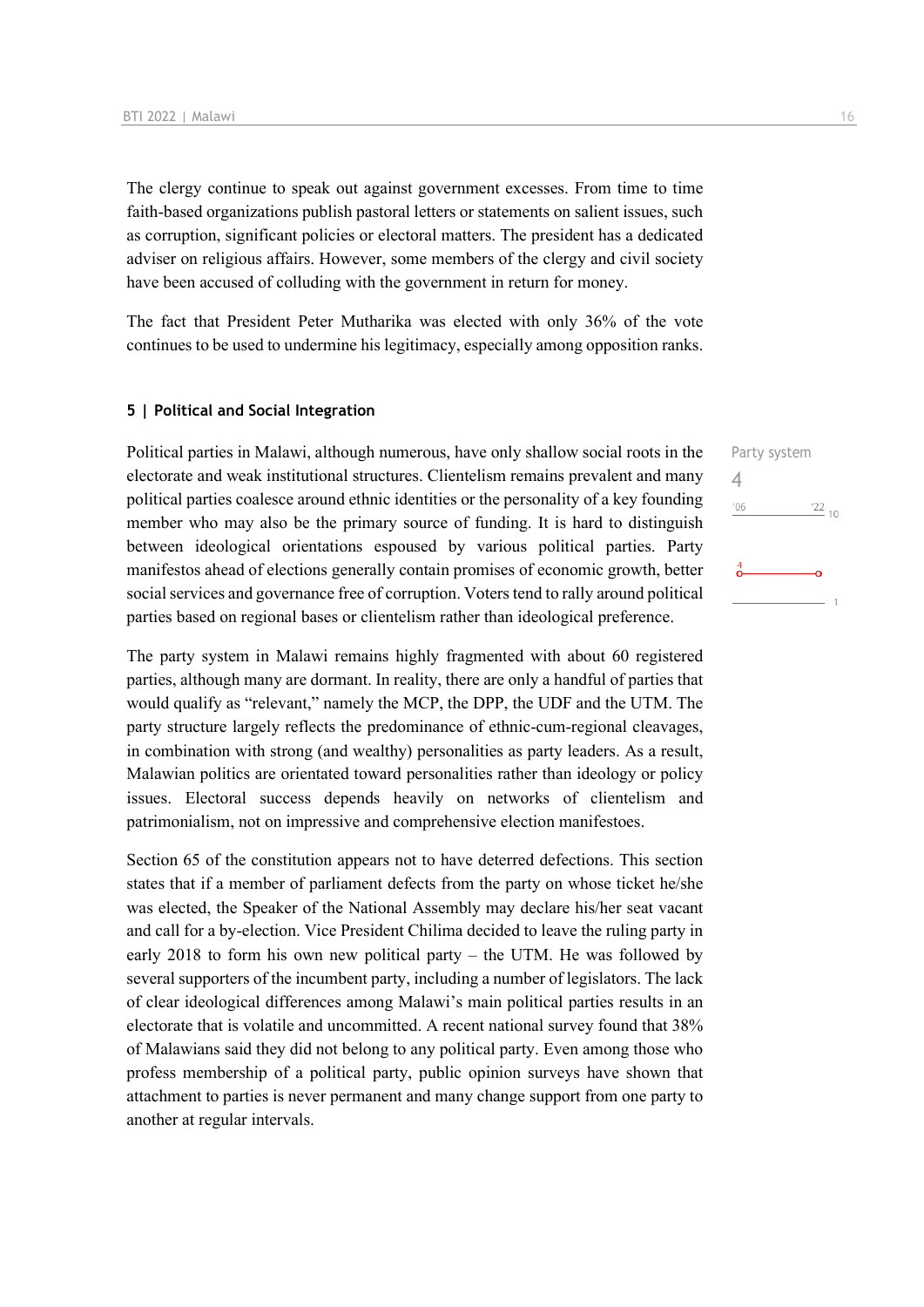The clergy continue to speak out against government excesses. From time to time faith-based organizations publish pastoral letters or statements on salient issues, such as corruption, significant policies or electoral matters. The president has a dedicated adviser on religious affairs. However, some members of the clergy and civil society have been accused of colluding with the government in return for money.

The fact that President Peter Mutharika was elected with only 36% of the vote continues to be used to undermine his legitimacy, especially among opposition ranks.

## 5 | Political and Social Integration

Party system
4

Political parties in Malawi, although numerous, have only shallow social roots in the electorate and weak institutional structures. Clientelism remains prevalent and many political parties coalesce around ethnic identities or the personality of a key founding member who may also be the primary source of funding. It is hard to distinguish between ideological orientations espoused by various political parties. Party manifestos ahead of elections generally contain promises of economic growth, better social services and governance free of corruption. Voters tend to rally around political parties based on regional bases or clientelism rather than ideological preference.

The party system in Malawi remains highly fragmented with about 60 registered parties, although many are dormant. In reality, there are only a handful of parties that would qualify as "relevant," namely the MCP, the DPP, the UDF and the UTM. The party structure largely reflects the predominance of ethnic-cum-regional cleavages, in combination with strong (and wealthy) personalities as party leaders. As a result, Malawian politics are orientated toward personalities rather than ideology or policy issues. Electoral success depends heavily on networks of clientelism and patrimonialism, not on impressive and comprehensive election manifestoes.

Section 65 of the constitution appears not to have deterred defections. This section states that if a member of parliament defects from the party on whose ticket he/she was elected, the Speaker of the National Assembly may declare his/her seat vacant and call for a by-election. Vice President Chilima decided to leave the ruling party in early 2018 to form his own new political party – the UTM. He was followed by several supporters of the incumbent party, including a number of legislators. The lack of clear ideological differences among Malawi's main political parties results in an electorate that is volatile and uncommitted. A recent national survey found that 38% of Malawians said they did not belong to any political party. Even among those who profess membership of a political party, public opinion surveys have shown that attachment to parties is never permanent and many change support from one party to another at regular intervals.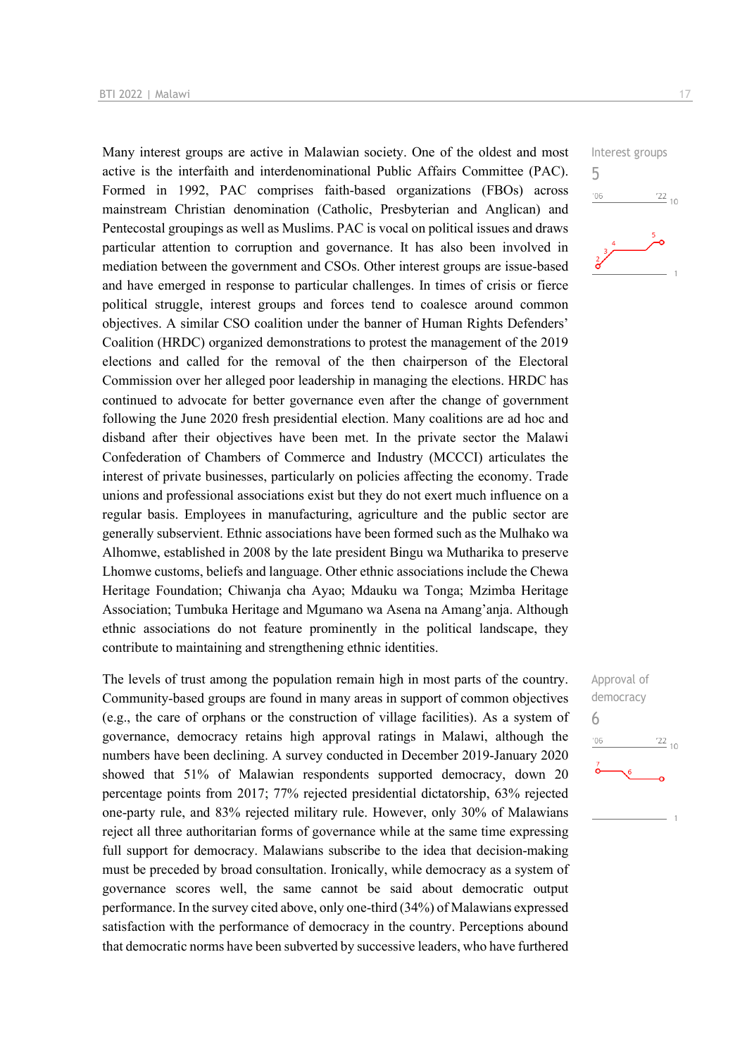Interest groups
5

Many interest groups are active in Malawian society. One of the oldest and most active is the interfaith and interdenominational Public Affairs Committee (PAC). Formed in 1992, PAC comprises faith-based organizations (FBOs) across mainstream Christian denomination (Catholic, Presbyterian and Anglican) and Pentecostal groupings as well as Muslims. PAC is vocal on political issues and draws particular attention to corruption and governance. It has also been involved in mediation between the government and CSOs. Other interest groups are issue-based and have emerged in response to particular challenges. In times of crisis or fierce political struggle, interest groups and forces tend to coalesce around common objectives. A similar CSO coalition under the banner of Human Rights Defenders' Coalition (HRDC) organized demonstrations to protest the management of the 2019 elections and called for the removal of the then chairperson of the Electoral Commission over her alleged poor leadership in managing the elections. HRDC has continued to advocate for better governance even after the change of government following the June 2020 fresh presidential election. Many coalitions are ad hoc and disband after their objectives have been met. In the private sector the Malawi Confederation of Chambers of Commerce and Industry (MCCCI) articulates the interest of private businesses, particularly on policies affecting the economy. Trade unions and professional associations exist but they do not exert much influence on a regular basis. Employees in manufacturing, agriculture and the public sector are generally subservient. Ethnic associations have been formed such as the Mulhako wa Alhomwe, established in 2008 by the late president Bingu wa Mutharika to preserve Lhomwe customs, beliefs and language. Other ethnic associations include the Chewa Heritage Foundation; Chiwanja cha Ayao; Mdauku wa Tonga; Mzimba Heritage Association; Tumbuka Heritage and Mgumano wa Asena na Amang'anja. Although ethnic associations do not feature prominently in the political landscape, they contribute to maintaining and strengthening ethnic identities.

Approval of democracy
6

The levels of trust among the population remain high in most parts of the country. Community-based groups are found in many areas in support of common objectives (e.g., the care of orphans or the construction of village facilities). As a system of governance, democracy retains high approval ratings in Malawi, although the numbers have been declining. A survey conducted in December 2019-January 2020 showed that 51% of Malawian respondents supported democracy, down 20 percentage points from 2017; 77% rejected presidential dictatorship, 63% rejected one-party rule, and 83% rejected military rule. However, only 30% of Malawians reject all three authoritarian forms of governance while at the same time expressing full support for democracy. Malawians subscribe to the idea that decision-making must be preceded by broad consultation. Ironically, while democracy as a system of governance scores well, the same cannot be said about democratic output performance. In the survey cited above, only one-third (34%) of Malawians expressed satisfaction with the performance of democracy in the country. Perceptions abound that democratic norms have been subverted by successive leaders, who have furthered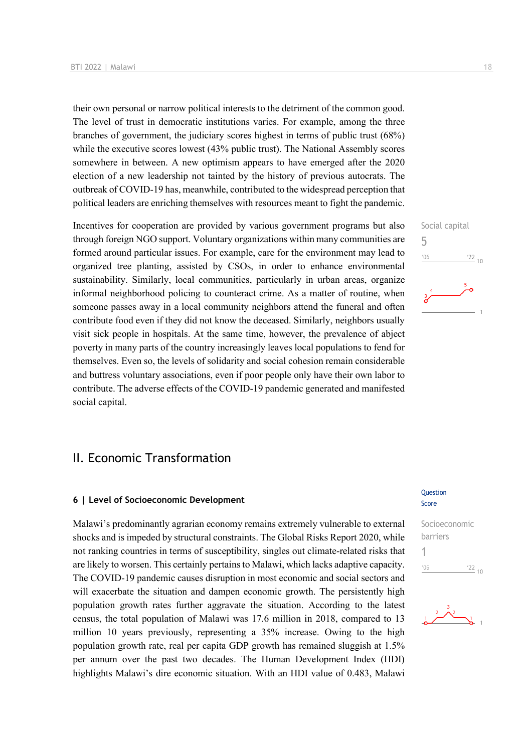their own personal or narrow political interests to the detriment of the common good. The level of trust in democratic institutions varies. For example, among the three branches of government, the judiciary scores highest in terms of public trust (68%) while the executive scores lowest (43% public trust). The National Assembly scores somewhere in between. A new optimism appears to have emerged after the 2020 election of a new leadership not tainted by the history of previous autocrats. The outbreak of COVID-19 has, meanwhile, contributed to the widespread perception that political leaders are enriching themselves with resources meant to fight the pandemic.

Social capital
5

Incentives for cooperation are provided by various government programs but also through foreign NGO support. Voluntary organizations within many communities are formed around particular issues. For example, care for the environment may lead to organized tree planting, assisted by CSOs, in order to enhance environmental sustainability. Similarly, local communities, particularly in urban areas, organize informal neighborhood policing to counteract crime. As a matter of routine, when someone passes away in a local community neighbors attend the funeral and often contribute food even if they did not know the deceased. Similarly, neighbors usually visit sick people in hospitals. At the same time, however, the prevalence of abject poverty in many parts of the country increasingly leaves local populations to fend for themselves. Even so, the levels of solidarity and social cohesion remain considerable and buttress voluntary associations, even if poor people only have their own labor to contribute. The adverse effects of the COVID-19 pandemic generated and manifested social capital.

## II. Economic Transformation

### 6 | Level of Socioeconomic Development

Question Score

Socioeconomic barriers
1

Malawi's predominantly agrarian economy remains extremely vulnerable to external shocks and is impeded by structural constraints. The Global Risks Report 2020, while not ranking countries in terms of susceptibility, singles out climate-related risks that are likely to worsen. This certainly pertains to Malawi, which lacks adaptive capacity. The COVID-19 pandemic causes disruption in most economic and social sectors and will exacerbate the situation and dampen economic growth. The persistently high population growth rates further aggravate the situation. According to the latest census, the total population of Malawi was 17.6 million in 2018, compared to 13 million 10 years previously, representing a 35% increase. Owing to the high population growth rate, real per capita GDP growth has remained sluggish at 1.5% per annum over the past two decades. The Human Development Index (HDI) highlights Malawi's dire economic situation. With an HDI value of 0.483, Malawi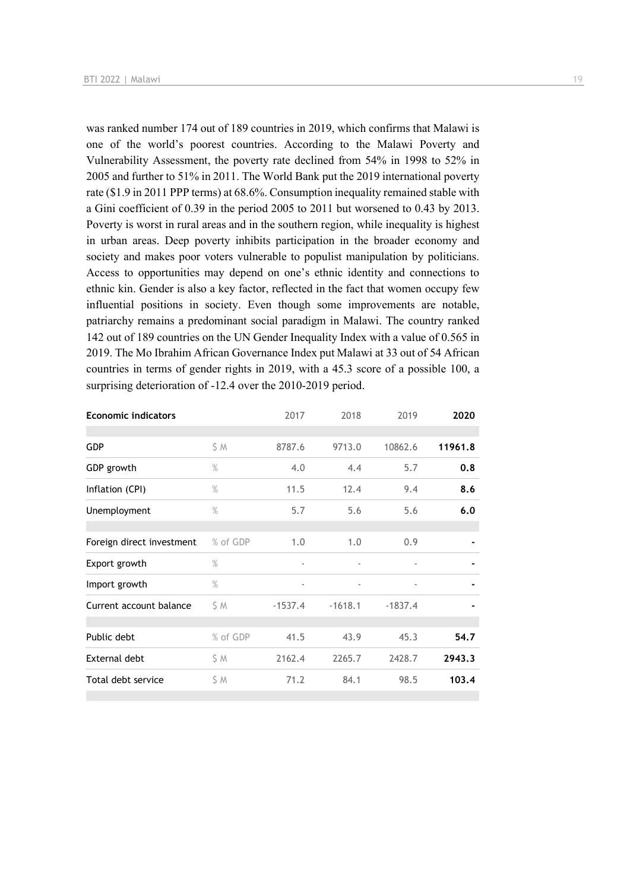was ranked number 174 out of 189 countries in 2019, which confirms that Malawi is one of the world's poorest countries. According to the Malawi Poverty and Vulnerability Assessment, the poverty rate declined from 54% in 1998 to 52% in 2005 and further to 51% in 2011. The World Bank put the 2019 international poverty rate ($1.9 in 2011 PPP terms) at 68.6%. Consumption inequality remained stable with a Gini coefficient of 0.39 in the period 2005 to 2011 but worsened to 0.43 by 2013. Poverty is worst in rural areas and in the southern region, while inequality is highest in urban areas. Deep poverty inhibits participation in the broader economy and society and makes poor voters vulnerable to populist manipulation by politicians. Access to opportunities may depend on one's ethnic identity and connections to ethnic kin. Gender is also a key factor, reflected in the fact that women occupy few influential positions in society. Even though some improvements are notable, patriarchy remains a predominant social paradigm in Malawi. The country ranked 142 out of 189 countries on the UN Gender Inequality Index with a value of 0.565 in 2019. The Mo Ibrahim African Governance Index put Malawi at 33 out of 54 African countries in terms of gender rights in 2019, with a 45.3 score of a possible 100, a surprising deterioration of -12.4 over the 2010-2019 period.

| **Economic indicators** | | 2017 | 2018 | 2019 | **2020** |
|---|---|---|---|---|---|
| GDP | $ M | 8787.6 | 9713.0 | 10862.6 | **11961.8** |
| GDP growth | % | 4.0 | 4.4 | 5.7 | **0.8** |
| Inflation (CPI) | % | 11.5 | 12.4 | 9.4 | **8.6** |
| Unemployment | % | 5.7 | 5.6 | 5.6 | **6.0** |
| Foreign direct investment | % of GDP | 1.0 | 1.0 | 0.9 | **-** |
| Export growth | % | - | - | - | **-** |
| Import growth | % | - | - | - | **-** |
| Current account balance | $ M | -1537.4 | -1618.1 | -1837.4 | **-** |
| Public debt | % of GDP | 41.5 | 43.9 | 45.3 | **54.7** |
| External debt | $ M | 2162.4 | 2265.7 | 2428.7 | **2943.3** |
| Total debt service | $ M | 71.2 | 84.1 | 98.5 | **103.4** |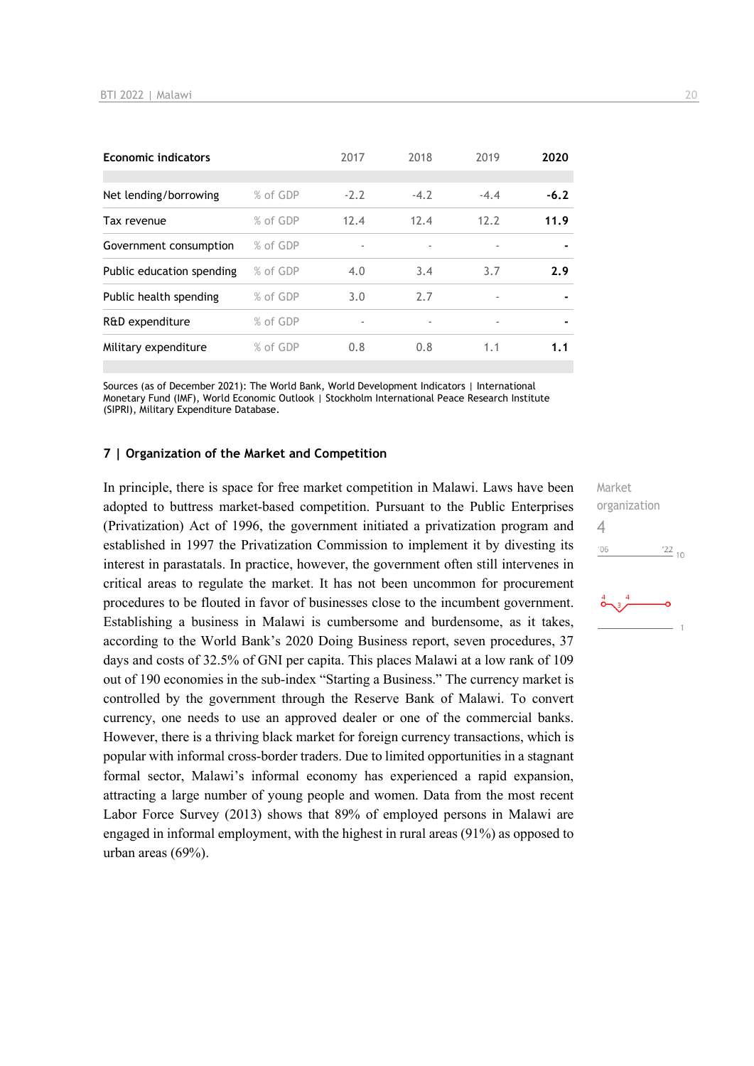| Economic indicators | | 2017 | 2018 | 2019 | 2020 |
|---|---|---|---|---|---|
| Net lending/borrowing | % of GDP | -2.2 | -4.2 | -4.4 | **-6.2** |
| Tax revenue | % of GDP | 12.4 | 12.4 | 12.2 | **11.9** |
| Government consumption | % of GDP | - | - | - | **-** |
| Public education spending | % of GDP | 4.0 | 3.4 | 3.7 | **2.9** |
| Public health spending | % of GDP | 3.0 | 2.7 | - | **-** |
| R&D expenditure | % of GDP | - | - | - | **-** |
| Military expenditure | % of GDP | 0.8 | 0.8 | 1.1 | **1.1** |

Sources (as of December 2021): The World Bank, World Development Indicators | International Monetary Fund (IMF), World Economic Outlook | Stockholm International Peace Research Institute (SIPRI), Military Expenditure Database.

## 7 | Organization of the Market and Competition

Market organization
4

In principle, there is space for free market competition in Malawi. Laws have been adopted to buttress market-based competition. Pursuant to the Public Enterprises (Privatization) Act of 1996, the government initiated a privatization program and established in 1997 the Privatization Commission to implement it by divesting its interest in parastatals. In practice, however, the government often still intervenes in critical areas to regulate the market. It has not been uncommon for procurement procedures to be flouted in favor of businesses close to the incumbent government. Establishing a business in Malawi is cumbersome and burdensome, as it takes, according to the World Bank's 2020 Doing Business report, seven procedures, 37 days and costs of 32.5% of GNI per capita. This places Malawi at a low rank of 109 out of 190 economies in the sub-index "Starting a Business." The currency market is controlled by the government through the Reserve Bank of Malawi. To convert currency, one needs to use an approved dealer or one of the commercial banks. However, there is a thriving black market for foreign currency transactions, which is popular with informal cross-border traders. Due to limited opportunities in a stagnant formal sector, Malawi's informal economy has experienced a rapid expansion, attracting a large number of young people and women. Data from the most recent Labor Force Survey (2013) shows that 89% of employed persons in Malawi are engaged in informal employment, with the highest in rural areas (91%) as opposed to urban areas (69%).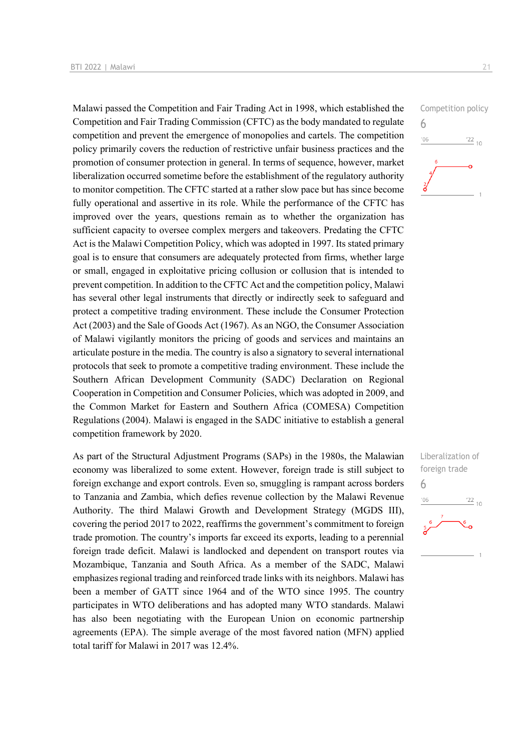Competition policy

6

Malawi passed the Competition and Fair Trading Act in 1998, which established the Competition and Fair Trading Commission (CFTC) as the body mandated to regulate competition and prevent the emergence of monopolies and cartels. The competition policy primarily covers the reduction of restrictive unfair business practices and the promotion of consumer protection in general. In terms of sequence, however, market liberalization occurred sometime before the establishment of the regulatory authority to monitor competition. The CFTC started at a rather slow pace but has since become fully operational and assertive in its role. While the performance of the CFTC has improved over the years, questions remain as to whether the organization has sufficient capacity to oversee complex mergers and takeovers. Predating the CFTC Act is the Malawi Competition Policy, which was adopted in 1997. Its stated primary goal is to ensure that consumers are adequately protected from firms, whether large or small, engaged in exploitative pricing collusion or collusion that is intended to prevent competition. In addition to the CFTC Act and the competition policy, Malawi has several other legal instruments that directly or indirectly seek to safeguard and protect a competitive trading environment. These include the Consumer Protection Act (2003) and the Sale of Goods Act (1967). As an NGO, the Consumer Association of Malawi vigilantly monitors the pricing of goods and services and maintains an articulate posture in the media. The country is also a signatory to several international protocols that seek to promote a competitive trading environment. These include the Southern African Development Community (SADC) Declaration on Regional Cooperation in Competition and Consumer Policies, which was adopted in 2009, and the Common Market for Eastern and Southern Africa (COMESA) Competition Regulations (2004). Malawi is engaged in the SADC initiative to establish a general competition framework by 2020.

Liberalization of foreign trade

6

As part of the Structural Adjustment Programs (SAPs) in the 1980s, the Malawian economy was liberalized to some extent. However, foreign trade is still subject to foreign exchange and export controls. Even so, smuggling is rampant across borders to Tanzania and Zambia, which defies revenue collection by the Malawi Revenue Authority. The third Malawi Growth and Development Strategy (MGDS III), covering the period 2017 to 2022, reaffirms the government's commitment to foreign trade promotion. The country's imports far exceed its exports, leading to a perennial foreign trade deficit. Malawi is landlocked and dependent on transport routes via Mozambique, Tanzania and South Africa. As a member of the SADC, Malawi emphasizes regional trading and reinforced trade links with its neighbors. Malawi has been a member of GATT since 1964 and of the WTO since 1995. The country participates in WTO deliberations and has adopted many WTO standards. Malawi has also been negotiating with the European Union on economic partnership agreements (EPA). The simple average of the most favored nation (MFN) applied total tariff for Malawi in 2017 was 12.4%.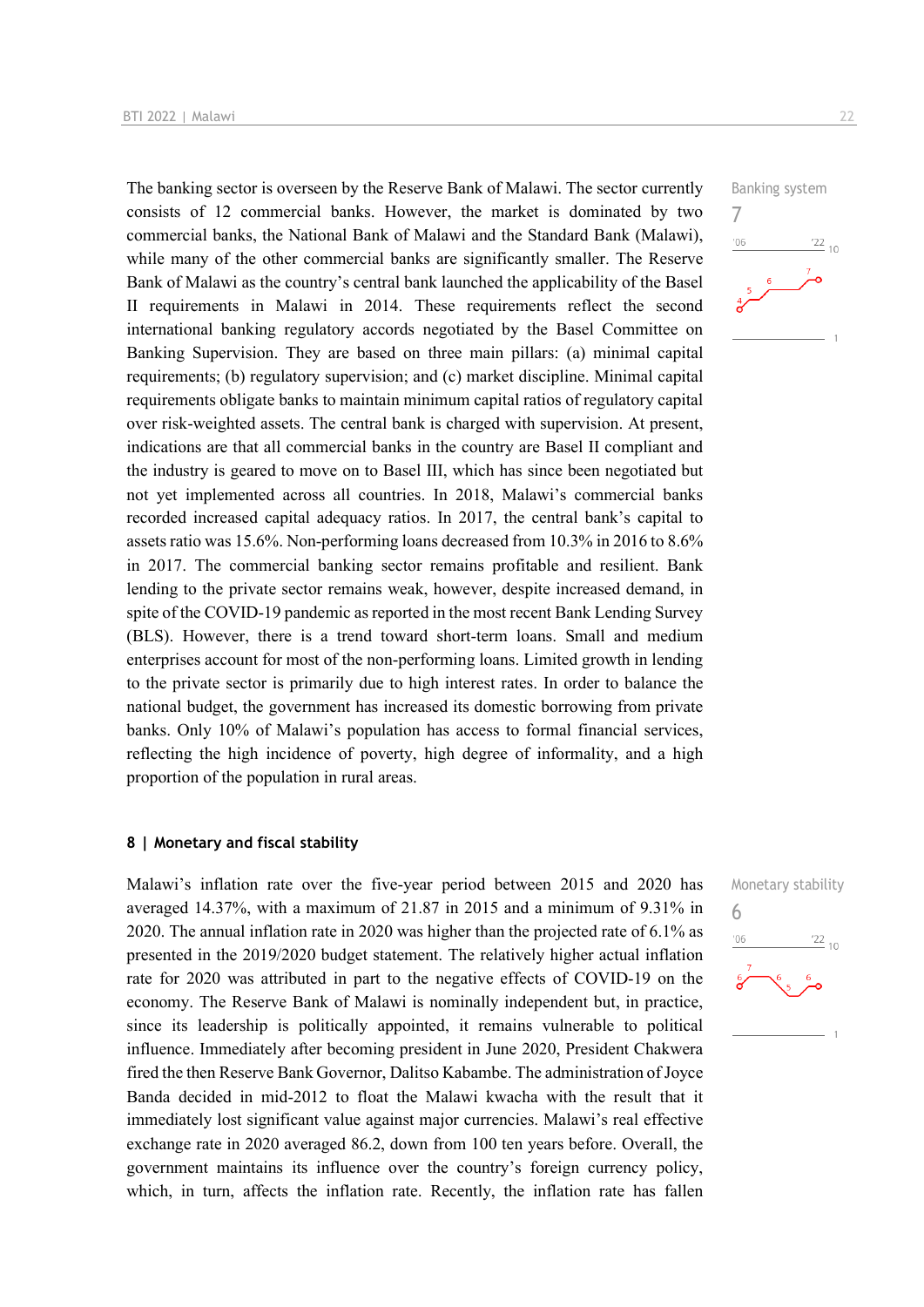The banking sector is overseen by the Reserve Bank of Malawi. The sector currently consists of 12 commercial banks. However, the market is dominated by two commercial banks, the National Bank of Malawi and the Standard Bank (Malawi), while many of the other commercial banks are significantly smaller. The Reserve Bank of Malawi as the country's central bank launched the applicability of the Basel II requirements in Malawi in 2014. These requirements reflect the second international banking regulatory accords negotiated by the Basel Committee on Banking Supervision. They are based on three main pillars: (a) minimal capital requirements; (b) regulatory supervision; and (c) market discipline. Minimal capital requirements obligate banks to maintain minimum capital ratios of regulatory capital over risk-weighted assets. The central bank is charged with supervision. At present, indications are that all commercial banks in the country are Basel II compliant and the industry is geared to move on to Basel III, which has since been negotiated but not yet implemented across all countries. In 2018, Malawi's commercial banks recorded increased capital adequacy ratios. In 2017, the central bank's capital to assets ratio was 15.6%. Non-performing loans decreased from 10.3% in 2016 to 8.6% in 2017. The commercial banking sector remains profitable and resilient. Bank lending to the private sector remains weak, however, despite increased demand, in spite of the COVID-19 pandemic as reported in the most recent Bank Lending Survey (BLS). However, there is a trend toward short-term loans. Small and medium enterprises account for most of the non-performing loans. Limited growth in lending to the private sector is primarily due to high interest rates. In order to balance the national budget, the government has increased its domestic borrowing from private banks. Only 10% of Malawi's population has access to formal financial services, reflecting the high incidence of poverty, high degree of informality, and a high proportion of the population in rural areas.

Banking system
7

## 8 | Monetary and fiscal stability

Malawi's inflation rate over the five-year period between 2015 and 2020 has averaged 14.37%, with a maximum of 21.87 in 2015 and a minimum of 9.31% in 2020. The annual inflation rate in 2020 was higher than the projected rate of 6.1% as presented in the 2019/2020 budget statement. The relatively higher actual inflation rate for 2020 was attributed in part to the negative effects of COVID-19 on the economy. The Reserve Bank of Malawi is nominally independent but, in practice, since its leadership is politically appointed, it remains vulnerable to political influence. Immediately after becoming president in June 2020, President Chakwera fired the then Reserve Bank Governor, Dalitso Kabambe. The administration of Joyce Banda decided in mid-2012 to float the Malawi kwacha with the result that it immediately lost significant value against major currencies. Malawi's real effective exchange rate in 2020 averaged 86.2, down from 100 ten years before. Overall, the government maintains its influence over the country's foreign currency policy, which, in turn, affects the inflation rate. Recently, the inflation rate has fallen

Monetary stability
6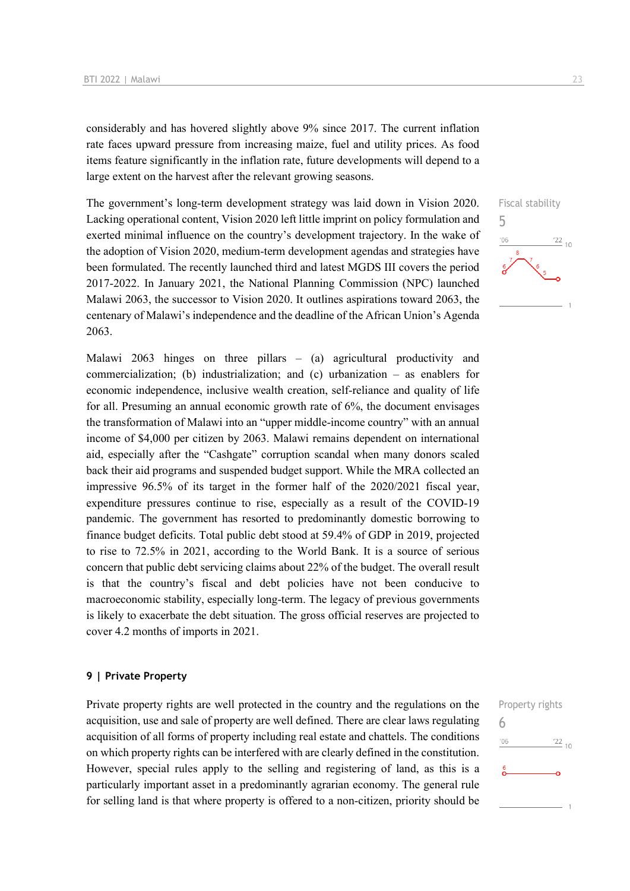considerably and has hovered slightly above 9% since 2017. The current inflation rate faces upward pressure from increasing maize, fuel and utility prices. As food items feature significantly in the inflation rate, future developments will depend to a large extent on the harvest after the relevant growing seasons.

The government's long-term development strategy was laid down in Vision 2020. Lacking operational content, Vision 2020 left little imprint on policy formulation and exerted minimal influence on the country's development trajectory. In the wake of the adoption of Vision 2020, medium-term development agendas and strategies have been formulated. The recently launched third and latest MGDS III covers the period 2017-2022. In January 2021, the National Planning Commission (NPC) launched Malawi 2063, the successor to Vision 2020. It outlines aspirations toward 2063, the centenary of Malawi's independence and the deadline of the African Union's Agenda 2063.

Fiscal stability
5

Malawi 2063 hinges on three pillars – (a) agricultural productivity and commercialization; (b) industrialization; and (c) urbanization – as enablers for economic independence, inclusive wealth creation, self-reliance and quality of life for all. Presuming an annual economic growth rate of 6%, the document envisages the transformation of Malawi into an "upper middle-income country" with an annual income of $4,000 per citizen by 2063. Malawi remains dependent on international aid, especially after the "Cashgate" corruption scandal when many donors scaled back their aid programs and suspended budget support. While the MRA collected an impressive 96.5% of its target in the former half of the 2020/2021 fiscal year, expenditure pressures continue to rise, especially as a result of the COVID-19 pandemic. The government has resorted to predominantly domestic borrowing to finance budget deficits. Total public debt stood at 59.4% of GDP in 2019, projected to rise to 72.5% in 2021, according to the World Bank. It is a source of serious concern that public debt servicing claims about 22% of the budget. The overall result is that the country's fiscal and debt policies have not been conducive to macroeconomic stability, especially long-term. The legacy of previous governments is likely to exacerbate the debt situation. The gross official reserves are projected to cover 4.2 months of imports in 2021.

## 9 | Private Property

Private property rights are well protected in the country and the regulations on the acquisition, use and sale of property are well defined. There are clear laws regulating acquisition of all forms of property including real estate and chattels. The conditions on which property rights can be interfered with are clearly defined in the constitution. However, special rules apply to the selling and registering of land, as this is a particularly important asset in a predominantly agrarian economy. The general rule for selling land is that where property is offered to a non-citizen, priority should be

Property rights
6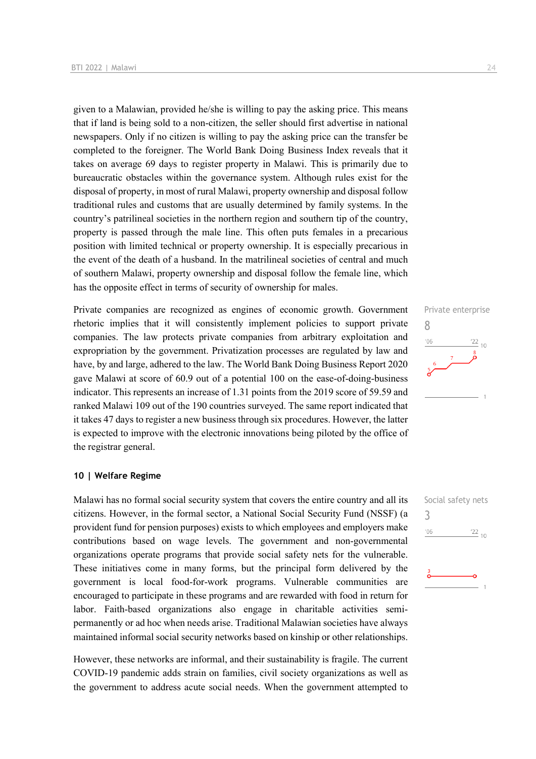given to a Malawian, provided he/she is willing to pay the asking price. This means that if land is being sold to a non-citizen, the seller should first advertise in national newspapers. Only if no citizen is willing to pay the asking price can the transfer be completed to the foreigner. The World Bank Doing Business Index reveals that it takes on average 69 days to register property in Malawi. This is primarily due to bureaucratic obstacles within the governance system. Although rules exist for the disposal of property, in most of rural Malawi, property ownership and disposal follow traditional rules and customs that are usually determined by family systems. In the country's patrilineal societies in the northern region and southern tip of the country, property is passed through the male line. This often puts females in a precarious position with limited technical or property ownership. It is especially precarious in the event of the death of a husband. In the matrilineal societies of central and much of southern Malawi, property ownership and disposal follow the female line, which has the opposite effect in terms of security of ownership for males.

Private enterprise
8

Private companies are recognized as engines of economic growth. Government rhetoric implies that it will consistently implement policies to support private companies. The law protects private companies from arbitrary exploitation and expropriation by the government. Privatization processes are regulated by law and have, by and large, adhered to the law. The World Bank Doing Business Report 2020 gave Malawi at score of 60.9 out of a potential 100 on the ease-of-doing-business indicator. This represents an increase of 1.31 points from the 2019 score of 59.59 and ranked Malawi 109 out of the 190 countries surveyed. The same report indicated that it takes 47 days to register a new business through six procedures. However, the latter is expected to improve with the electronic innovations being piloted by the office of the registrar general.

### 10 | Welfare Regime

Social safety nets
3

Malawi has no formal social security system that covers the entire country and all its citizens. However, in the formal sector, a National Social Security Fund (NSSF) (a provident fund for pension purposes) exists to which employees and employers make contributions based on wage levels. The government and non-governmental organizations operate programs that provide social safety nets for the vulnerable. These initiatives come in many forms, but the principal form delivered by the government is local food-for-work programs. Vulnerable communities are encouraged to participate in these programs and are rewarded with food in return for labor. Faith-based organizations also engage in charitable activities semi-permanently or ad hoc when needs arise. Traditional Malawian societies have always maintained informal social security networks based on kinship or other relationships.

However, these networks are informal, and their sustainability is fragile. The current COVID-19 pandemic adds strain on families, civil society organizations as well as the government to address acute social needs. When the government attempted to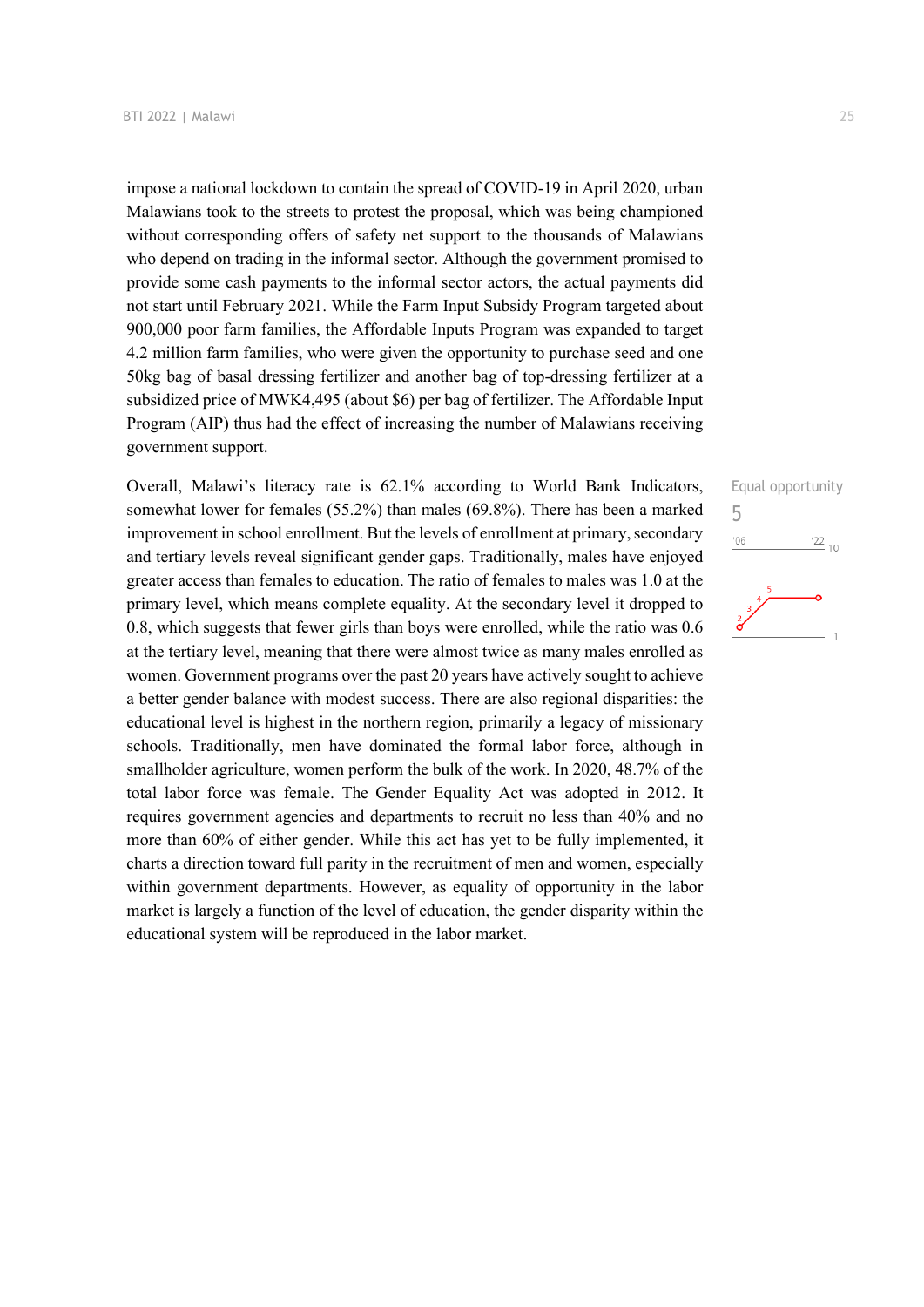impose a national lockdown to contain the spread of COVID-19 in April 2020, urban Malawians took to the streets to protest the proposal, which was being championed without corresponding offers of safety net support to the thousands of Malawians who depend on trading in the informal sector. Although the government promised to provide some cash payments to the informal sector actors, the actual payments did not start until February 2021. While the Farm Input Subsidy Program targeted about 900,000 poor farm families, the Affordable Inputs Program was expanded to target 4.2 million farm families, who were given the opportunity to purchase seed and one 50kg bag of basal dressing fertilizer and another bag of top-dressing fertilizer at a subsidized price of MWK4,495 (about $6) per bag of fertilizer. The Affordable Input Program (AIP) thus had the effect of increasing the number of Malawians receiving government support.

Equal opportunity

5

Overall, Malawi's literacy rate is 62.1% according to World Bank Indicators, somewhat lower for females (55.2%) than males (69.8%). There has been a marked improvement in school enrollment. But the levels of enrollment at primary, secondary and tertiary levels reveal significant gender gaps. Traditionally, males have enjoyed greater access than females to education. The ratio of females to males was 1.0 at the primary level, which means complete equality. At the secondary level it dropped to 0.8, which suggests that fewer girls than boys were enrolled, while the ratio was 0.6 at the tertiary level, meaning that there were almost twice as many males enrolled as women. Government programs over the past 20 years have actively sought to achieve a better gender balance with modest success. There are also regional disparities: the educational level is highest in the northern region, primarily a legacy of missionary schools. Traditionally, men have dominated the formal labor force, although in smallholder agriculture, women perform the bulk of the work. In 2020, 48.7% of the total labor force was female. The Gender Equality Act was adopted in 2012. It requires government agencies and departments to recruit no less than 40% and no more than 60% of either gender. While this act has yet to be fully implemented, it charts a direction toward full parity in the recruitment of men and women, especially within government departments. However, as equality of opportunity in the labor market is largely a function of the level of education, the gender disparity within the educational system will be reproduced in the labor market.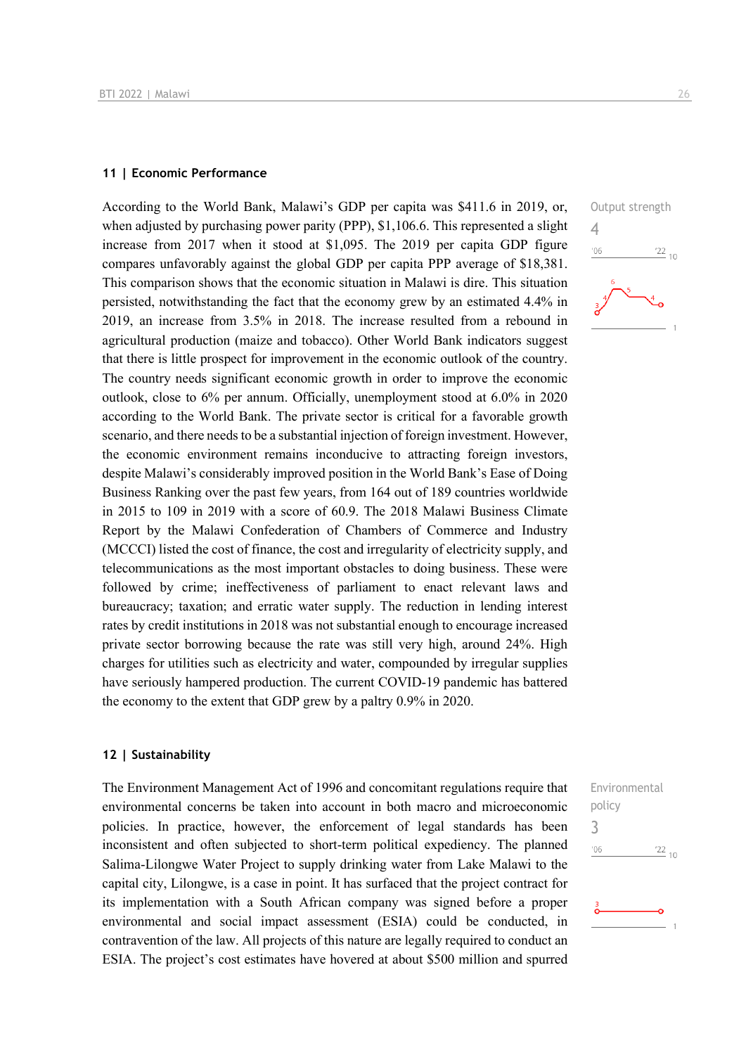## 11 | Economic Performance

Output strength

4

According to the World Bank, Malawi's GDP per capita was $411.6 in 2019, or, when adjusted by purchasing power parity (PPP), $1,106.6. This represented a slight increase from 2017 when it stood at $1,095. The 2019 per capita GDP figure compares unfavorably against the global GDP per capita PPP average of $18,381. This comparison shows that the economic situation in Malawi is dire. This situation persisted, notwithstanding the fact that the economy grew by an estimated 4.4% in 2019, an increase from 3.5% in 2018. The increase resulted from a rebound in agricultural production (maize and tobacco). Other World Bank indicators suggest that there is little prospect for improvement in the economic outlook of the country. The country needs significant economic growth in order to improve the economic outlook, close to 6% per annum. Officially, unemployment stood at 6.0% in 2020 according to the World Bank. The private sector is critical for a favorable growth scenario, and there needs to be a substantial injection of foreign investment. However, the economic environment remains inconducive to attracting foreign investors, despite Malawi's considerably improved position in the World Bank's Ease of Doing Business Ranking over the past few years, from 164 out of 189 countries worldwide in 2015 to 109 in 2019 with a score of 60.9. The 2018 Malawi Business Climate Report by the Malawi Confederation of Chambers of Commerce and Industry (MCCCI) listed the cost of finance, the cost and irregularity of electricity supply, and telecommunications as the most important obstacles to doing business. These were followed by crime; ineffectiveness of parliament to enact relevant laws and bureaucracy; taxation; and erratic water supply. The reduction in lending interest rates by credit institutions in 2018 was not substantial enough to encourage increased private sector borrowing because the rate was still very high, around 24%. High charges for utilities such as electricity and water, compounded by irregular supplies have seriously hampered production. The current COVID-19 pandemic has battered the economy to the extent that GDP grew by a paltry 0.9% in 2020.

## 12 | Sustainability

Environmental policy

3

The Environment Management Act of 1996 and concomitant regulations require that environmental concerns be taken into account in both macro and microeconomic policies. In practice, however, the enforcement of legal standards has been inconsistent and often subjected to short-term political expediency. The planned Salima-Lilongwe Water Project to supply drinking water from Lake Malawi to the capital city, Lilongwe, is a case in point. It has surfaced that the project contract for its implementation with a South African company was signed before a proper environmental and social impact assessment (ESIA) could be conducted, in contravention of the law. All projects of this nature are legally required to conduct an ESIA. The project's cost estimates have hovered at about $500 million and spurred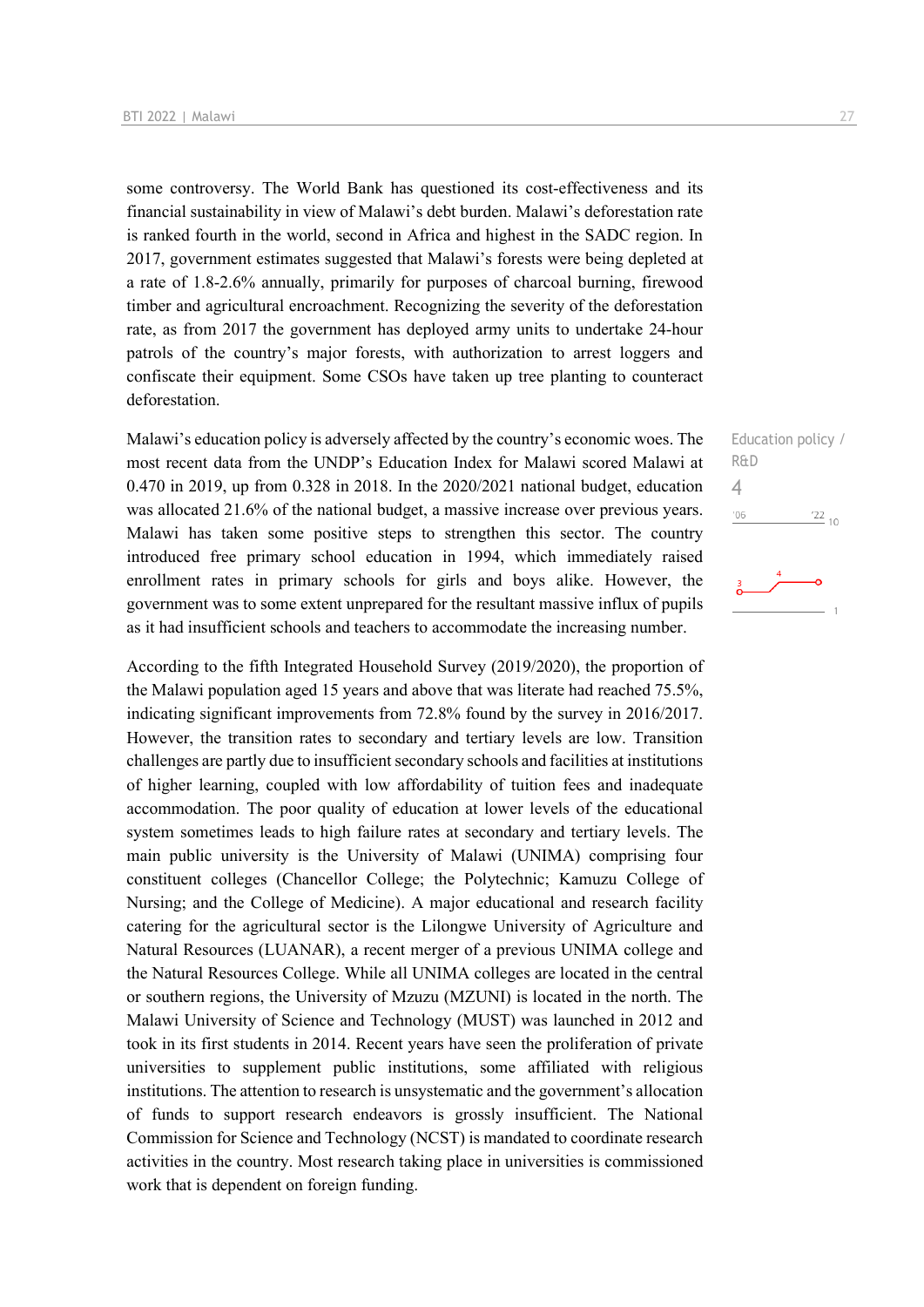some controversy. The World Bank has questioned its cost-effectiveness and its financial sustainability in view of Malawi's debt burden. Malawi's deforestation rate is ranked fourth in the world, second in Africa and highest in the SADC region. In 2017, government estimates suggested that Malawi's forests were being depleted at a rate of 1.8-2.6% annually, primarily for purposes of charcoal burning, firewood timber and agricultural encroachment. Recognizing the severity of the deforestation rate, as from 2017 the government has deployed army units to undertake 24-hour patrols of the country's major forests, with authorization to arrest loggers and confiscate their equipment. Some CSOs have taken up tree planting to counteract deforestation.

Education policy / R&D

4

Malawi's education policy is adversely affected by the country's economic woes. The most recent data from the UNDP's Education Index for Malawi scored Malawi at 0.470 in 2019, up from 0.328 in 2018. In the 2020/2021 national budget, education was allocated 21.6% of the national budget, a massive increase over previous years. Malawi has taken some positive steps to strengthen this sector. The country introduced free primary school education in 1994, which immediately raised enrollment rates in primary schools for girls and boys alike. However, the government was to some extent unprepared for the resultant massive influx of pupils as it had insufficient schools and teachers to accommodate the increasing number.

According to the fifth Integrated Household Survey (2019/2020), the proportion of the Malawi population aged 15 years and above that was literate had reached 75.5%, indicating significant improvements from 72.8% found by the survey in 2016/2017. However, the transition rates to secondary and tertiary levels are low. Transition challenges are partly due to insufficient secondary schools and facilities at institutions of higher learning, coupled with low affordability of tuition fees and inadequate accommodation. The poor quality of education at lower levels of the educational system sometimes leads to high failure rates at secondary and tertiary levels. The main public university is the University of Malawi (UNIMA) comprising four constituent colleges (Chancellor College; the Polytechnic; Kamuzu College of Nursing; and the College of Medicine). A major educational and research facility catering for the agricultural sector is the Lilongwe University of Agriculture and Natural Resources (LUANAR), a recent merger of a previous UNIMA college and the Natural Resources College. While all UNIMA colleges are located in the central or southern regions, the University of Mzuzu (MZUNI) is located in the north. The Malawi University of Science and Technology (MUST) was launched in 2012 and took in its first students in 2014. Recent years have seen the proliferation of private universities to supplement public institutions, some affiliated with religious institutions. The attention to research is unsystematic and the government's allocation of funds to support research endeavors is grossly insufficient. The National Commission for Science and Technology (NCST) is mandated to coordinate research activities in the country. Most research taking place in universities is commissioned work that is dependent on foreign funding.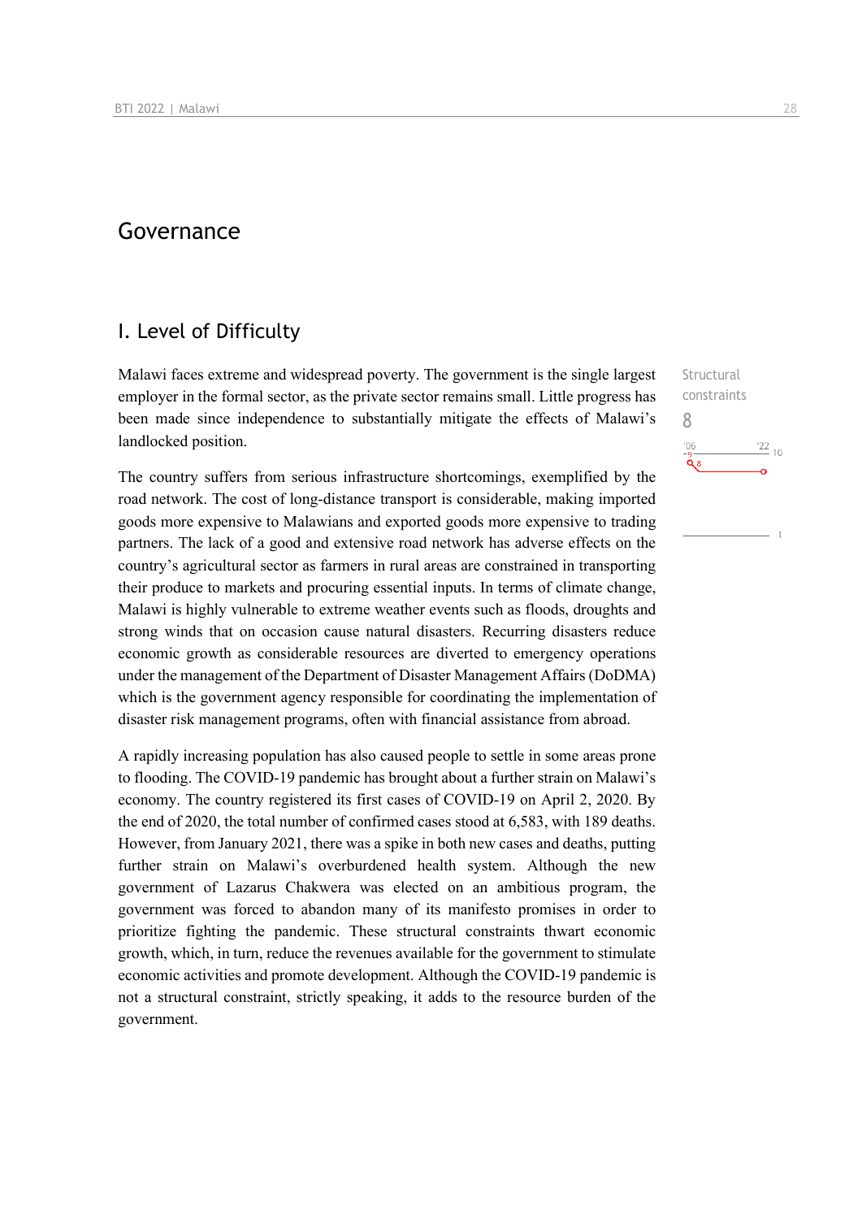# Governance

## I. Level of Difficulty

Malawi faces extreme and widespread poverty. The government is the single largest employer in the formal sector, as the private sector remains small. Little progress has been made since independence to substantially mitigate the effects of Malawi's landlocked position.

Structural constraints

8

The country suffers from serious infrastructure shortcomings, exemplified by the road network. The cost of long-distance transport is considerable, making imported goods more expensive to Malawians and exported goods more expensive to trading partners. The lack of a good and extensive road network has adverse effects on the country's agricultural sector as farmers in rural areas are constrained in transporting their produce to markets and procuring essential inputs. In terms of climate change, Malawi is highly vulnerable to extreme weather events such as floods, droughts and strong winds that on occasion cause natural disasters. Recurring disasters reduce economic growth as considerable resources are diverted to emergency operations under the management of the Department of Disaster Management Affairs (DoDMA) which is the government agency responsible for coordinating the implementation of disaster risk management programs, often with financial assistance from abroad.

A rapidly increasing population has also caused people to settle in some areas prone to flooding. The COVID-19 pandemic has brought about a further strain on Malawi's economy. The country registered its first cases of COVID-19 on April 2, 2020. By the end of 2020, the total number of confirmed cases stood at 6,583, with 189 deaths. However, from January 2021, there was a spike in both new cases and deaths, putting further strain on Malawi's overburdened health system. Although the new government of Lazarus Chakwera was elected on an ambitious program, the government was forced to abandon many of its manifesto promises in order to prioritize fighting the pandemic. These structural constraints thwart economic growth, which, in turn, reduce the revenues available for the government to stimulate economic activities and promote development. Although the COVID-19 pandemic is not a structural constraint, strictly speaking, it adds to the resource burden of the government.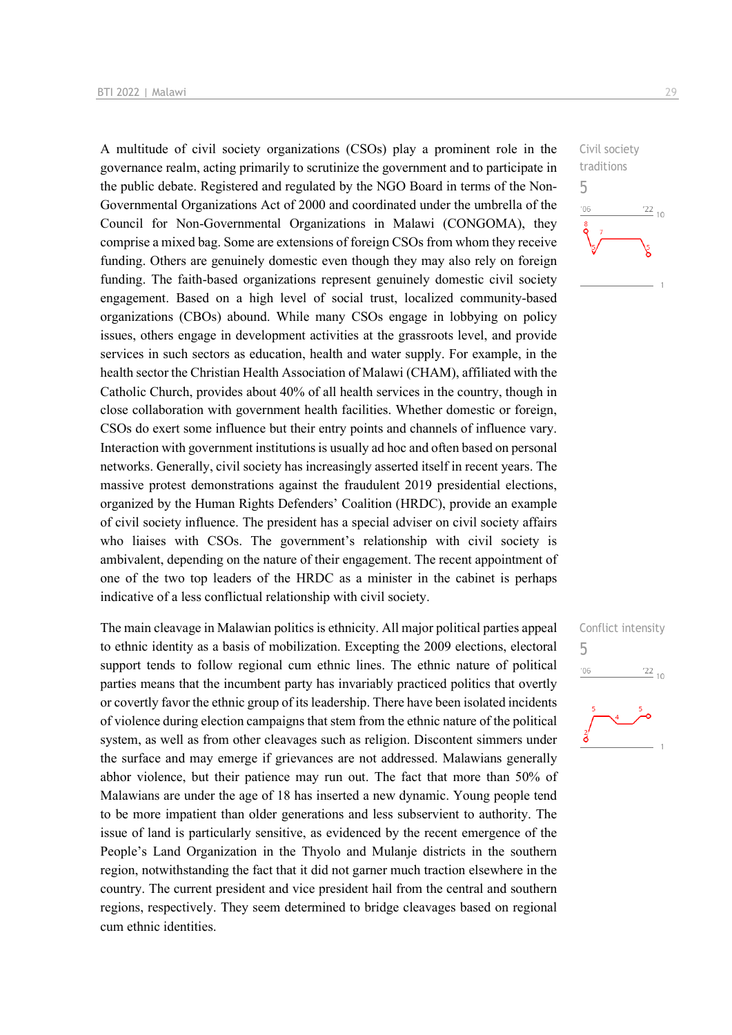A multitude of civil society organizations (CSOs) play a prominent role in the governance realm, acting primarily to scrutinize the government and to participate in the public debate. Registered and regulated by the NGO Board in terms of the Non-Governmental Organizations Act of 2000 and coordinated under the umbrella of the Council for Non-Governmental Organizations in Malawi (CONGOMA), they comprise a mixed bag. Some are extensions of foreign CSOs from whom they receive funding. Others are genuinely domestic even though they may also rely on foreign funding. The faith-based organizations represent genuinely domestic civil society engagement. Based on a high level of social trust, localized community-based organizations (CBOs) abound. While many CSOs engage in lobbying on policy issues, others engage in development activities at the grassroots level, and provide services in such sectors as education, health and water supply. For example, in the health sector the Christian Health Association of Malawi (CHAM), affiliated with the Catholic Church, provides about 40% of all health services in the country, though in close collaboration with government health facilities. Whether domestic or foreign, CSOs do exert some influence but their entry points and channels of influence vary. Interaction with government institutions is usually ad hoc and often based on personal networks. Generally, civil society has increasingly asserted itself in recent years. The massive protest demonstrations against the fraudulent 2019 presidential elections, organized by the Human Rights Defenders' Coalition (HRDC), provide an example of civil society influence. The president has a special adviser on civil society affairs who liaises with CSOs. The government's relationship with civil society is ambivalent, depending on the nature of their engagement. The recent appointment of one of the two top leaders of the HRDC as a minister in the cabinet is perhaps indicative of a less conflictual relationship with civil society.

Civil society traditions
5

The main cleavage in Malawian politics is ethnicity. All major political parties appeal to ethnic identity as a basis of mobilization. Excepting the 2009 elections, electoral support tends to follow regional cum ethnic lines. The ethnic nature of political parties means that the incumbent party has invariably practiced politics that overtly or covertly favor the ethnic group of its leadership. There have been isolated incidents of violence during election campaigns that stem from the ethnic nature of the political system, as well as from other cleavages such as religion. Discontent simmers under the surface and may erupt if grievances are not addressed. Malawians generally abhor violence, but their patience may run out. The fact that more than 50% of Malawians are under the age of 18 has inserted a new dynamic. Young people tend to be more impatient than older generations and less subservient to authority. The issue of land is particularly sensitive, as evidenced by the recent emergence of the People's Land Organization in the Thyolo and Mulanje districts in the southern region, notwithstanding the fact that it did not garner much traction elsewhere in the country. The current president and vice president hail from the central and southern regions, respectively. They seem determined to bridge cleavages based on regional cum ethnic identities.

Conflict intensity
5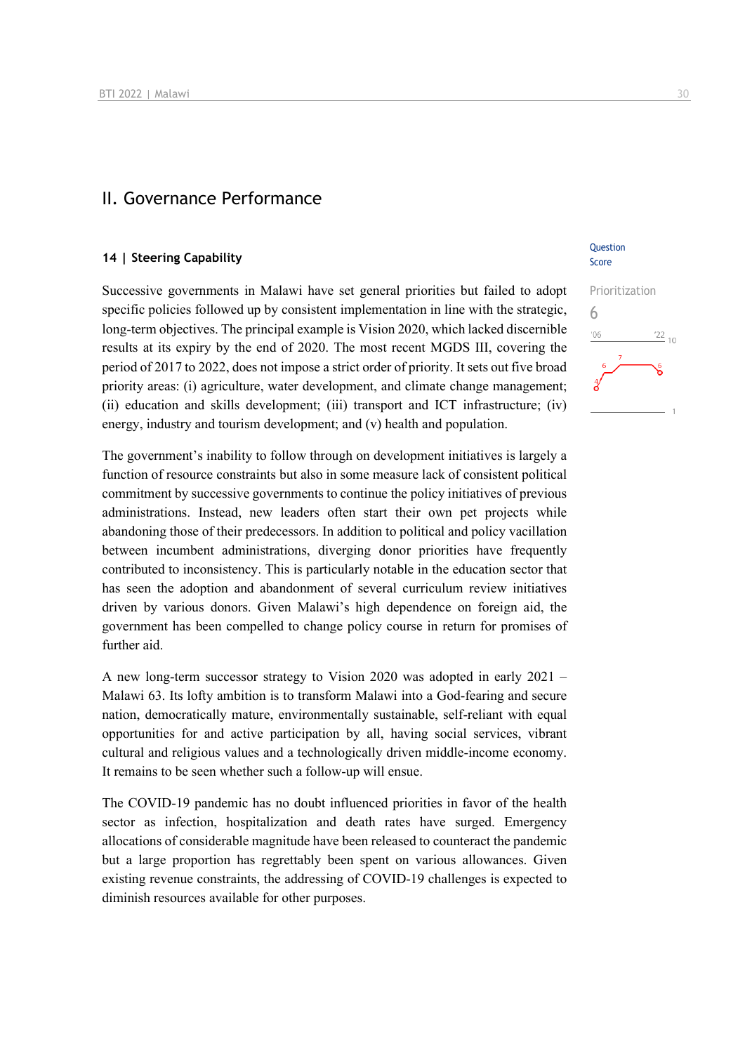## II. Governance Performance

### 14 | Steering Capability

Question Score

Prioritization

6

Successive governments in Malawi have set general priorities but failed to adopt specific policies followed up by consistent implementation in line with the strategic, long-term objectives. The principal example is Vision 2020, which lacked discernible results at its expiry by the end of 2020. The most recent MGDS III, covering the period of 2017 to 2022, does not impose a strict order of priority. It sets out five broad priority areas: (i) agriculture, water development, and climate change management; (ii) education and skills development; (iii) transport and ICT infrastructure; (iv) energy, industry and tourism development; and (v) health and population.

The government's inability to follow through on development initiatives is largely a function of resource constraints but also in some measure lack of consistent political commitment by successive governments to continue the policy initiatives of previous administrations. Instead, new leaders often start their own pet projects while abandoning those of their predecessors. In addition to political and policy vacillation between incumbent administrations, diverging donor priorities have frequently contributed to inconsistency. This is particularly notable in the education sector that has seen the adoption and abandonment of several curriculum review initiatives driven by various donors. Given Malawi's high dependence on foreign aid, the government has been compelled to change policy course in return for promises of further aid.

A new long-term successor strategy to Vision 2020 was adopted in early 2021 – Malawi 63. Its lofty ambition is to transform Malawi into a God-fearing and secure nation, democratically mature, environmentally sustainable, self-reliant with equal opportunities for and active participation by all, having social services, vibrant cultural and religious values and a technologically driven middle-income economy. It remains to be seen whether such a follow-up will ensue.

The COVID-19 pandemic has no doubt influenced priorities in favor of the health sector as infection, hospitalization and death rates have surged. Emergency allocations of considerable magnitude have been released to counteract the pandemic but a large proportion has regrettably been spent on various allowances. Given existing revenue constraints, the addressing of COVID-19 challenges is expected to diminish resources available for other purposes.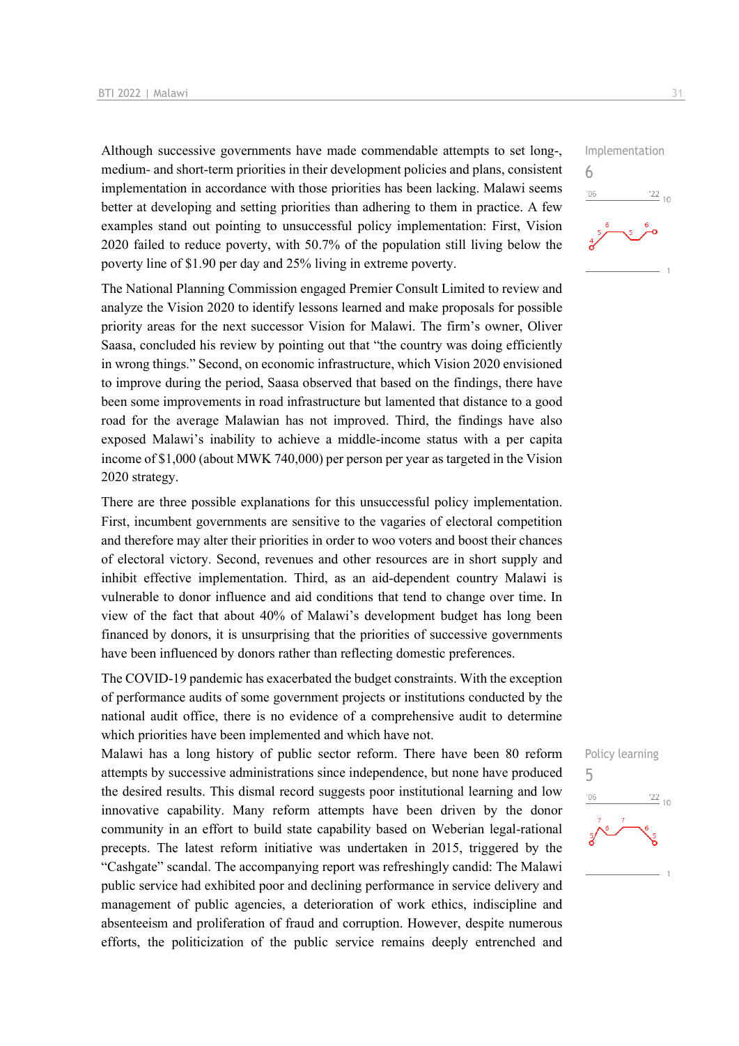Although successive governments have made commendable attempts to set long-, medium- and short-term priorities in their development policies and plans, consistent implementation in accordance with those priorities has been lacking. Malawi seems better at developing and setting priorities than adhering to them in practice. A few examples stand out pointing to unsuccessful policy implementation: First, Vision 2020 failed to reduce poverty, with 50.7% of the population still living below the poverty line of $1.90 per day and 25% living in extreme poverty.

Implementation
6

The National Planning Commission engaged Premier Consult Limited to review and analyze the Vision 2020 to identify lessons learned and make proposals for possible priority areas for the next successor Vision for Malawi. The firm's owner, Oliver Saasa, concluded his review by pointing out that "the country was doing efficiently in wrong things." Second, on economic infrastructure, which Vision 2020 envisioned to improve during the period, Saasa observed that based on the findings, there have been some improvements in road infrastructure but lamented that distance to a good road for the average Malawian has not improved. Third, the findings have also exposed Malawi's inability to achieve a middle-income status with a per capita income of $1,000 (about MWK 740,000) per person per year as targeted in the Vision 2020 strategy.

There are three possible explanations for this unsuccessful policy implementation. First, incumbent governments are sensitive to the vagaries of electoral competition and therefore may alter their priorities in order to woo voters and boost their chances of electoral victory. Second, revenues and other resources are in short supply and inhibit effective implementation. Third, as an aid-dependent country Malawi is vulnerable to donor influence and aid conditions that tend to change over time. In view of the fact that about 40% of Malawi's development budget has long been financed by donors, it is unsurprising that the priorities of successive governments have been influenced by donors rather than reflecting domestic preferences.

The COVID-19 pandemic has exacerbated the budget constraints. With the exception of performance audits of some government projects or institutions conducted by the national audit office, there is no evidence of a comprehensive audit to determine which priorities have been implemented and which have not.

Malawi has a long history of public sector reform. There have been 80 reform attempts by successive administrations since independence, but none have produced the desired results. This dismal record suggests poor institutional learning and low innovative capability. Many reform attempts have been driven by the donor community in an effort to build state capability based on Weberian legal-rational precepts. The latest reform initiative was undertaken in 2015, triggered by the "Cashgate" scandal. The accompanying report was refreshingly candid: The Malawi public service had exhibited poor and declining performance in service delivery and management of public agencies, a deterioration of work ethics, indiscipline and absenteeism and proliferation of fraud and corruption. However, despite numerous efforts, the politicization of the public service remains deeply entrenched and

Policy learning
5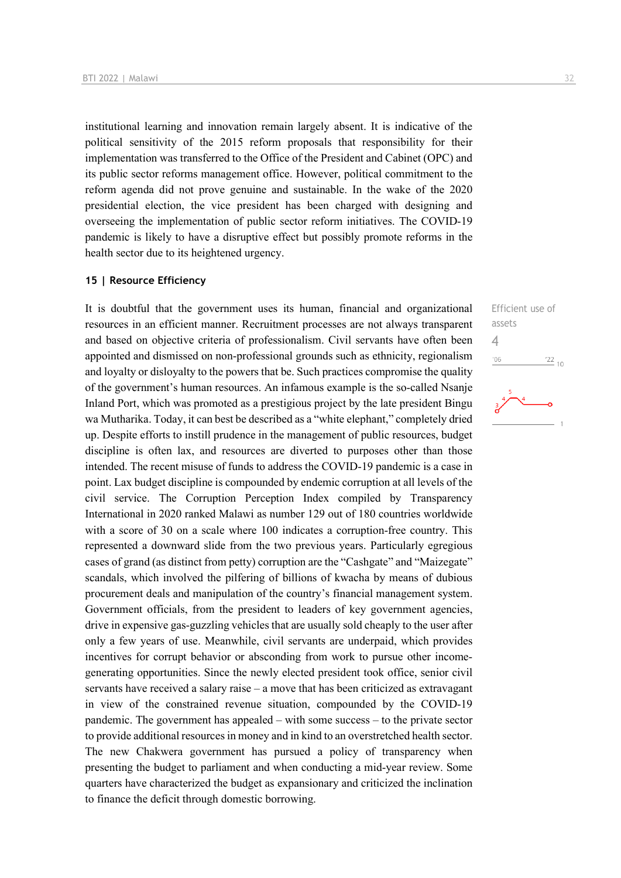institutional learning and innovation remain largely absent. It is indicative of the political sensitivity of the 2015 reform proposals that responsibility for their implementation was transferred to the Office of the President and Cabinet (OPC) and its public sector reforms management office. However, political commitment to the reform agenda did not prove genuine and sustainable. In the wake of the 2020 presidential election, the vice president has been charged with designing and overseeing the implementation of public sector reform initiatives. The COVID-19 pandemic is likely to have a disruptive effect but possibly promote reforms in the health sector due to its heightened urgency.

### 15 | Resource Efficiency

Efficient use of assets

4

It is doubtful that the government uses its human, financial and organizational resources in an efficient manner. Recruitment processes are not always transparent and based on objective criteria of professionalism. Civil servants have often been appointed and dismissed on non-professional grounds such as ethnicity, regionalism and loyalty or disloyalty to the powers that be. Such practices compromise the quality of the government's human resources. An infamous example is the so-called Nsanje Inland Port, which was promoted as a prestigious project by the late president Bingu wa Mutharika. Today, it can best be described as a "white elephant," completely dried up. Despite efforts to instill prudence in the management of public resources, budget discipline is often lax, and resources are diverted to purposes other than those intended. The recent misuse of funds to address the COVID-19 pandemic is a case in point. Lax budget discipline is compounded by endemic corruption at all levels of the civil service. The Corruption Perception Index compiled by Transparency International in 2020 ranked Malawi as number 129 out of 180 countries worldwide with a score of 30 on a scale where 100 indicates a corruption-free country. This represented a downward slide from the two previous years. Particularly egregious cases of grand (as distinct from petty) corruption are the "Cashgate" and "Maizegate" scandals, which involved the pilfering of billions of kwacha by means of dubious procurement deals and manipulation of the country's financial management system. Government officials, from the president to leaders of key government agencies, drive in expensive gas-guzzling vehicles that are usually sold cheaply to the user after only a few years of use. Meanwhile, civil servants are underpaid, which provides incentives for corrupt behavior or absconding from work to pursue other income-generating opportunities. Since the newly elected president took office, senior civil servants have received a salary raise – a move that has been criticized as extravagant in view of the constrained revenue situation, compounded by the COVID-19 pandemic. The government has appealed – with some success – to the private sector to provide additional resources in money and in kind to an overstretched health sector. The new Chakwera government has pursued a policy of transparency when presenting the budget to parliament and when conducting a mid-year review. Some quarters have characterized the budget as expansionary and criticized the inclination to finance the deficit through domestic borrowing.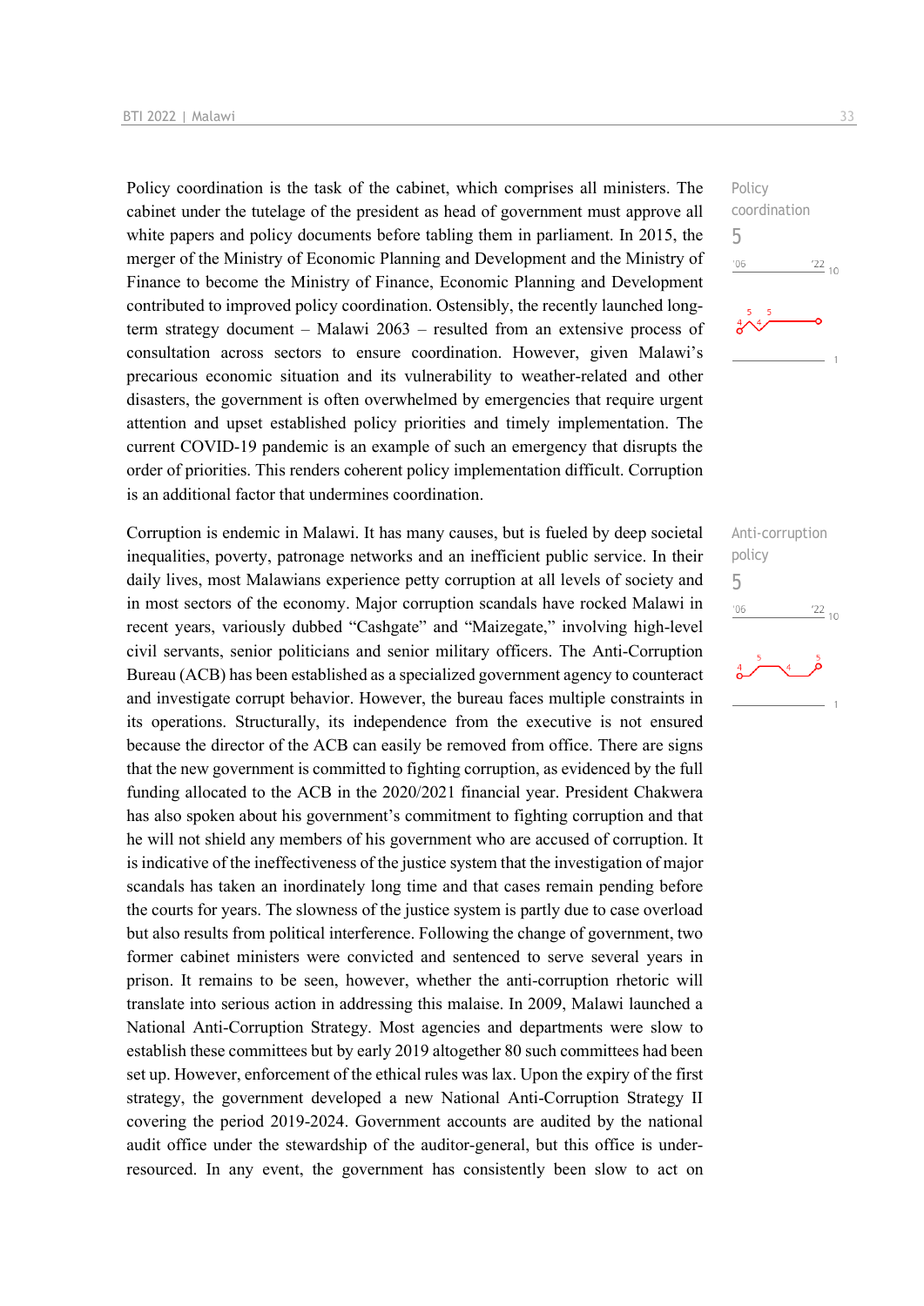Policy coordination is the task of the cabinet, which comprises all ministers. The cabinet under the tutelage of the president as head of government must approve all white papers and policy documents before tabling them in parliament. In 2015, the merger of the Ministry of Economic Planning and Development and the Ministry of Finance to become the Ministry of Finance, Economic Planning and Development contributed to improved policy coordination. Ostensibly, the recently launched long-term strategy document – Malawi 2063 – resulted from an extensive process of consultation across sectors to ensure coordination. However, given Malawi's precarious economic situation and its vulnerability to weather-related and other disasters, the government is often overwhelmed by emergencies that require urgent attention and upset established policy priorities and timely implementation. The current COVID-19 pandemic is an example of such an emergency that disrupts the order of priorities. This renders coherent policy implementation difficult. Corruption is an additional factor that undermines coordination.

Policy coordination
5

Corruption is endemic in Malawi. It has many causes, but is fueled by deep societal inequalities, poverty, patronage networks and an inefficient public service. In their daily lives, most Malawians experience petty corruption at all levels of society and in most sectors of the economy. Major corruption scandals have rocked Malawi in recent years, variously dubbed "Cashgate" and "Maizegate," involving high-level civil servants, senior politicians and senior military officers. The Anti-Corruption Bureau (ACB) has been established as a specialized government agency to counteract and investigate corrupt behavior. However, the bureau faces multiple constraints in its operations. Structurally, its independence from the executive is not ensured because the director of the ACB can easily be removed from office. There are signs that the new government is committed to fighting corruption, as evidenced by the full funding allocated to the ACB in the 2020/2021 financial year. President Chakwera has also spoken about his government's commitment to fighting corruption and that he will not shield any members of his government who are accused of corruption. It is indicative of the ineffectiveness of the justice system that the investigation of major scandals has taken an inordinately long time and that cases remain pending before the courts for years. The slowness of the justice system is partly due to case overload but also results from political interference. Following the change of government, two former cabinet ministers were convicted and sentenced to serve several years in prison. It remains to be seen, however, whether the anti-corruption rhetoric will translate into serious action in addressing this malaise. In 2009, Malawi launched a National Anti-Corruption Strategy. Most agencies and departments were slow to establish these committees but by early 2019 altogether 80 such committees had been set up. However, enforcement of the ethical rules was lax. Upon the expiry of the first strategy, the government developed a new National Anti-Corruption Strategy II covering the period 2019-2024. Government accounts are audited by the national audit office under the stewardship of the auditor-general, but this office is under-resourced. In any event, the government has consistently been slow to act on

Anti-corruption policy
5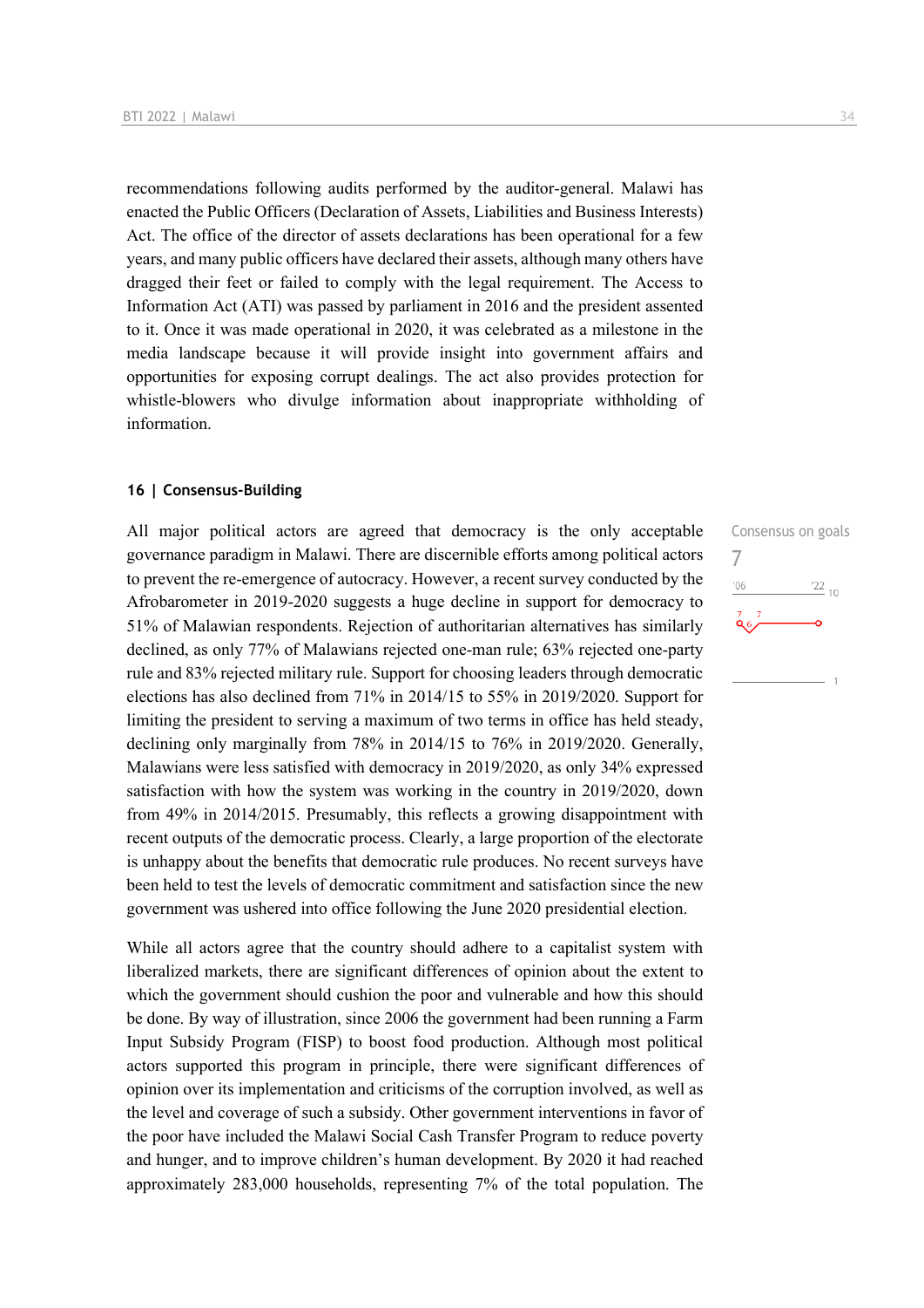recommendations following audits performed by the auditor-general. Malawi has enacted the Public Officers (Declaration of Assets, Liabilities and Business Interests) Act. The office of the director of assets declarations has been operational for a few years, and many public officers have declared their assets, although many others have dragged their feet or failed to comply with the legal requirement. The Access to Information Act (ATI) was passed by parliament in 2016 and the president assented to it. Once it was made operational in 2020, it was celebrated as a milestone in the media landscape because it will provide insight into government affairs and opportunities for exposing corrupt dealings. The act also provides protection for whistle-blowers who divulge information about inappropriate withholding of information.

## 16 | Consensus-Building

Consensus on goals
7

All major political actors are agreed that democracy is the only acceptable governance paradigm in Malawi. There are discernible efforts among political actors to prevent the re-emergence of autocracy. However, a recent survey conducted by the Afrobarometer in 2019-2020 suggests a huge decline in support for democracy to 51% of Malawian respondents. Rejection of authoritarian alternatives has similarly declined, as only 77% of Malawians rejected one-man rule; 63% rejected one-party rule and 83% rejected military rule. Support for choosing leaders through democratic elections has also declined from 71% in 2014/15 to 55% in 2019/2020. Support for limiting the president to serving a maximum of two terms in office has held steady, declining only marginally from 78% in 2014/15 to 76% in 2019/2020. Generally, Malawians were less satisfied with democracy in 2019/2020, as only 34% expressed satisfaction with how the system was working in the country in 2019/2020, down from 49% in 2014/2015. Presumably, this reflects a growing disappointment with recent outputs of the democratic process. Clearly, a large proportion of the electorate is unhappy about the benefits that democratic rule produces. No recent surveys have been held to test the levels of democratic commitment and satisfaction since the new government was ushered into office following the June 2020 presidential election.

While all actors agree that the country should adhere to a capitalist system with liberalized markets, there are significant differences of opinion about the extent to which the government should cushion the poor and vulnerable and how this should be done. By way of illustration, since 2006 the government had been running a Farm Input Subsidy Program (FISP) to boost food production. Although most political actors supported this program in principle, there were significant differences of opinion over its implementation and criticisms of the corruption involved, as well as the level and coverage of such a subsidy. Other government interventions in favor of the poor have included the Malawi Social Cash Transfer Program to reduce poverty and hunger, and to improve children's human development. By 2020 it had reached approximately 283,000 households, representing 7% of the total population. The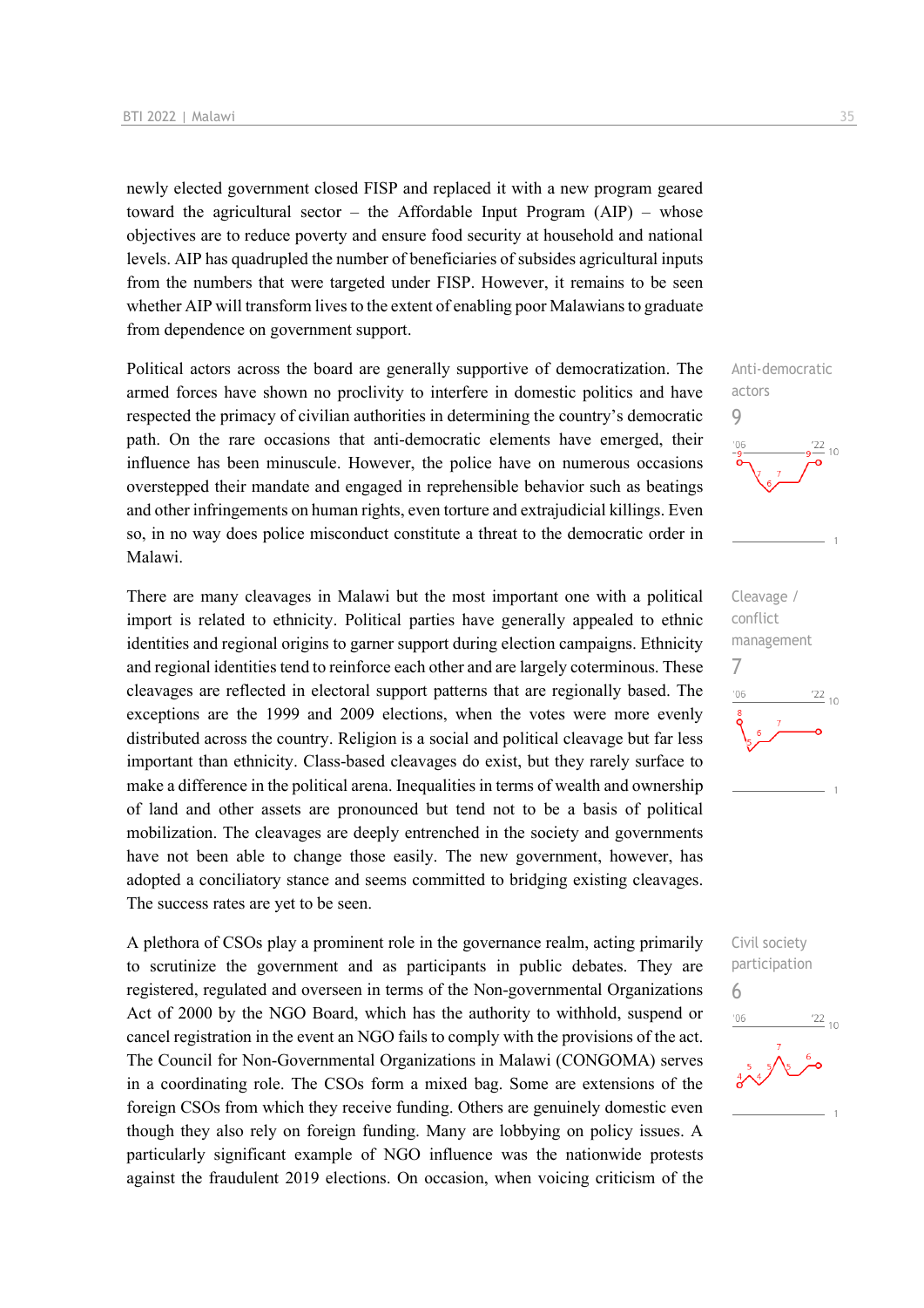newly elected government closed FISP and replaced it with a new program geared toward the agricultural sector – the Affordable Input Program (AIP) – whose objectives are to reduce poverty and ensure food security at household and national levels. AIP has quadrupled the number of beneficiaries of subsides agricultural inputs from the numbers that were targeted under FISP. However, it remains to be seen whether AIP will transform lives to the extent of enabling poor Malawians to graduate from dependence on government support.

Anti-democratic actors
9

Political actors across the board are generally supportive of democratization. The armed forces have shown no proclivity to interfere in domestic politics and have respected the primacy of civilian authorities in determining the country's democratic path. On the rare occasions that anti-democratic elements have emerged, their influence has been minuscule. However, the police have on numerous occasions overstepped their mandate and engaged in reprehensible behavior such as beatings and other infringements on human rights, even torture and extrajudicial killings. Even so, in no way does police misconduct constitute a threat to the democratic order in Malawi.

Cleavage / conflict management
7

There are many cleavages in Malawi but the most important one with a political import is related to ethnicity. Political parties have generally appealed to ethnic identities and regional origins to garner support during election campaigns. Ethnicity and regional identities tend to reinforce each other and are largely coterminous. These cleavages are reflected in electoral support patterns that are regionally based. The exceptions are the 1999 and 2009 elections, when the votes were more evenly distributed across the country. Religion is a social and political cleavage but far less important than ethnicity. Class-based cleavages do exist, but they rarely surface to make a difference in the political arena. Inequalities in terms of wealth and ownership of land and other assets are pronounced but tend not to be a basis of political mobilization. The cleavages are deeply entrenched in the society and governments have not been able to change those easily. The new government, however, has adopted a conciliatory stance and seems committed to bridging existing cleavages. The success rates are yet to be seen.

Civil society participation
6

A plethora of CSOs play a prominent role in the governance realm, acting primarily to scrutinize the government and as participants in public debates. They are registered, regulated and overseen in terms of the Non-governmental Organizations Act of 2000 by the NGO Board, which has the authority to withhold, suspend or cancel registration in the event an NGO fails to comply with the provisions of the act. The Council for Non-Governmental Organizations in Malawi (CONGOMA) serves in a coordinating role. The CSOs form a mixed bag. Some are extensions of the foreign CSOs from which they receive funding. Others are genuinely domestic even though they also rely on foreign funding. Many are lobbying on policy issues. A particularly significant example of NGO influence was the nationwide protests against the fraudulent 2019 elections. On occasion, when voicing criticism of the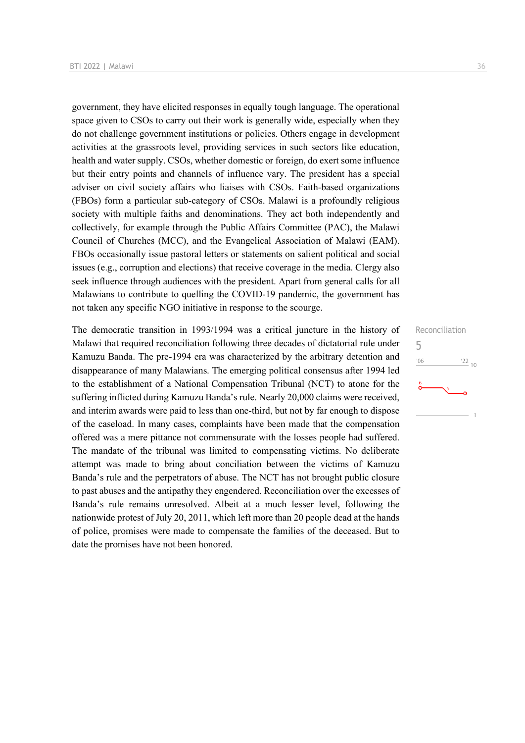government, they have elicited responses in equally tough language. The operational space given to CSOs to carry out their work is generally wide, especially when they do not challenge government institutions or policies. Others engage in development activities at the grassroots level, providing services in such sectors like education, health and water supply. CSOs, whether domestic or foreign, do exert some influence but their entry points and channels of influence vary. The president has a special adviser on civil society affairs who liaises with CSOs. Faith-based organizations (FBOs) form a particular sub-category of CSOs. Malawi is a profoundly religious society with multiple faiths and denominations. They act both independently and collectively, for example through the Public Affairs Committee (PAC), the Malawi Council of Churches (MCC), and the Evangelical Association of Malawi (EAM). FBOs occasionally issue pastoral letters or statements on salient political and social issues (e.g., corruption and elections) that receive coverage in the media. Clergy also seek influence through audiences with the president. Apart from general calls for all Malawians to contribute to quelling the COVID-19 pandemic, the government has not taken any specific NGO initiative in response to the scourge.

Reconciliation

5

The democratic transition in 1993/1994 was a critical juncture in the history of Malawi that required reconciliation following three decades of dictatorial rule under Kamuzu Banda. The pre-1994 era was characterized by the arbitrary detention and disappearance of many Malawians. The emerging political consensus after 1994 led to the establishment of a National Compensation Tribunal (NCT) to atone for the suffering inflicted during Kamuzu Banda's rule. Nearly 20,000 claims were received, and interim awards were paid to less than one-third, but not by far enough to dispose of the caseload. In many cases, complaints have been made that the compensation offered was a mere pittance not commensurate with the losses people had suffered. The mandate of the tribunal was limited to compensating victims. No deliberate attempt was made to bring about conciliation between the victims of Kamuzu Banda's rule and the perpetrators of abuse. The NCT has not brought public closure to past abuses and the antipathy they engendered. Reconciliation over the excesses of Banda's rule remains unresolved. Albeit at a much lesser level, following the nationwide protest of July 20, 2011, which left more than 20 people dead at the hands of police, promises were made to compensate the families of the deceased. But to date the promises have not been honored.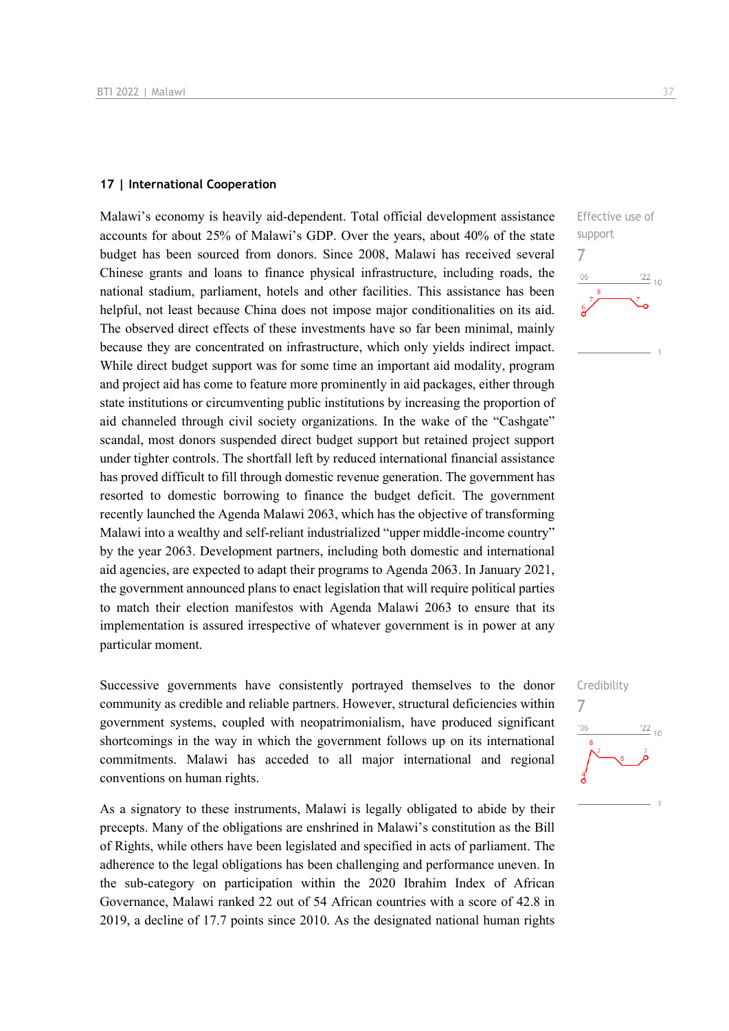## 17 | International Cooperation

Effective use of support
7

Malawi's economy is heavily aid-dependent. Total official development assistance accounts for about 25% of Malawi's GDP. Over the years, about 40% of the state budget has been sourced from donors. Since 2008, Malawi has received several Chinese grants and loans to finance physical infrastructure, including roads, the national stadium, parliament, hotels and other facilities. This assistance has been helpful, not least because China does not impose major conditionalities on its aid. The observed direct effects of these investments have so far been minimal, mainly because they are concentrated on infrastructure, which only yields indirect impact. While direct budget support was for some time an important aid modality, program and project aid has come to feature more prominently in aid packages, either through state institutions or circumventing public institutions by increasing the proportion of aid channeled through civil society organizations. In the wake of the "Cashgate" scandal, most donors suspended direct budget support but retained project support under tighter controls. The shortfall left by reduced international financial assistance has proved difficult to fill through domestic revenue generation. The government has resorted to domestic borrowing to finance the budget deficit. The government recently launched the Agenda Malawi 2063, which has the objective of transforming Malawi into a wealthy and self-reliant industrialized "upper middle-income country" by the year 2063. Development partners, including both domestic and international aid agencies, are expected to adapt their programs to Agenda 2063. In January 2021, the government announced plans to enact legislation that will require political parties to match their election manifestos with Agenda Malawi 2063 to ensure that its implementation is assured irrespective of whatever government is in power at any particular moment.

Credibility
7

Successive governments have consistently portrayed themselves to the donor community as credible and reliable partners. However, structural deficiencies within government systems, coupled with neopatrimonialism, have produced significant shortcomings in the way in which the government follows up on its international commitments. Malawi has acceded to all major international and regional conventions on human rights.

As a signatory to these instruments, Malawi is legally obligated to abide by their precepts. Many of the obligations are enshrined in Malawi's constitution as the Bill of Rights, while others have been legislated and specified in acts of parliament. The adherence to the legal obligations has been challenging and performance uneven. In the sub-category on participation within the 2020 Ibrahim Index of African Governance, Malawi ranked 22 out of 54 African countries with a score of 42.8 in 2019, a decline of 17.7 points since 2010. As the designated national human rights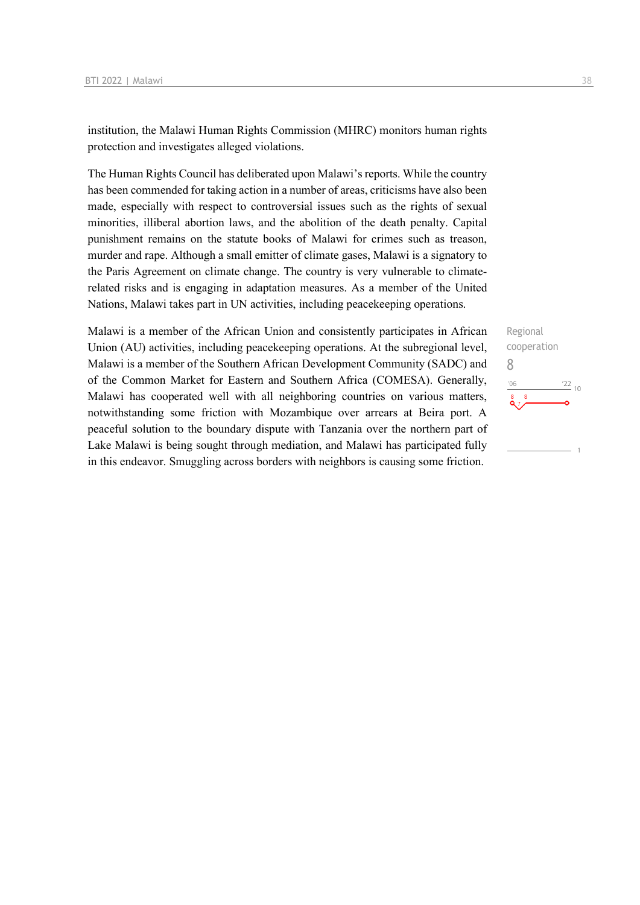institution, the Malawi Human Rights Commission (MHRC) monitors human rights protection and investigates alleged violations.

The Human Rights Council has deliberated upon Malawi's reports. While the country has been commended for taking action in a number of areas, criticisms have also been made, especially with respect to controversial issues such as the rights of sexual minorities, illiberal abortion laws, and the abolition of the death penalty. Capital punishment remains on the statute books of Malawi for crimes such as treason, murder and rape. Although a small emitter of climate gases, Malawi is a signatory to the Paris Agreement on climate change. The country is very vulnerable to climate-related risks and is engaging in adaptation measures. As a member of the United Nations, Malawi takes part in UN activities, including peacekeeping operations.

Regional cooperation
8

Malawi is a member of the African Union and consistently participates in African Union (AU) activities, including peacekeeping operations. At the subregional level, Malawi is a member of the Southern African Development Community (SADC) and of the Common Market for Eastern and Southern Africa (COMESA). Generally, Malawi has cooperated well with all neighboring countries on various matters, notwithstanding some friction with Mozambique over arrears at Beira port. A peaceful solution to the boundary dispute with Tanzania over the northern part of Lake Malawi is being sought through mediation, and Malawi has participated fully in this endeavor. Smuggling across borders with neighbors is causing some friction.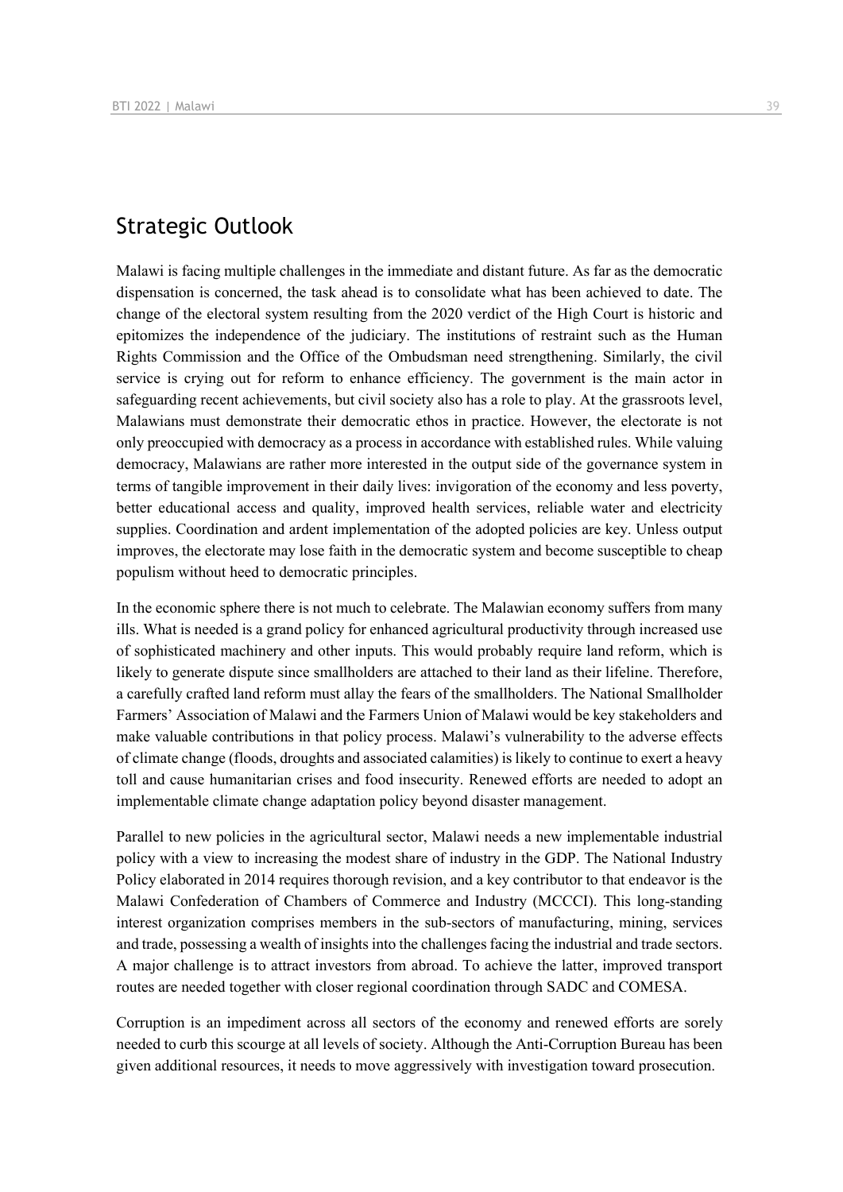## Strategic Outlook

Malawi is facing multiple challenges in the immediate and distant future. As far as the democratic dispensation is concerned, the task ahead is to consolidate what has been achieved to date. The change of the electoral system resulting from the 2020 verdict of the High Court is historic and epitomizes the independence of the judiciary. The institutions of restraint such as the Human Rights Commission and the Office of the Ombudsman need strengthening. Similarly, the civil service is crying out for reform to enhance efficiency. The government is the main actor in safeguarding recent achievements, but civil society also has a role to play. At the grassroots level, Malawians must demonstrate their democratic ethos in practice. However, the electorate is not only preoccupied with democracy as a process in accordance with established rules. While valuing democracy, Malawians are rather more interested in the output side of the governance system in terms of tangible improvement in their daily lives: invigoration of the economy and less poverty, better educational access and quality, improved health services, reliable water and electricity supplies. Coordination and ardent implementation of the adopted policies are key. Unless output improves, the electorate may lose faith in the democratic system and become susceptible to cheap populism without heed to democratic principles.

In the economic sphere there is not much to celebrate. The Malawian economy suffers from many ills. What is needed is a grand policy for enhanced agricultural productivity through increased use of sophisticated machinery and other inputs. This would probably require land reform, which is likely to generate dispute since smallholders are attached to their land as their lifeline. Therefore, a carefully crafted land reform must allay the fears of the smallholders. The National Smallholder Farmers' Association of Malawi and the Farmers Union of Malawi would be key stakeholders and make valuable contributions in that policy process. Malawi's vulnerability to the adverse effects of climate change (floods, droughts and associated calamities) is likely to continue to exert a heavy toll and cause humanitarian crises and food insecurity. Renewed efforts are needed to adopt an implementable climate change adaptation policy beyond disaster management.

Parallel to new policies in the agricultural sector, Malawi needs a new implementable industrial policy with a view to increasing the modest share of industry in the GDP. The National Industry Policy elaborated in 2014 requires thorough revision, and a key contributor to that endeavor is the Malawi Confederation of Chambers of Commerce and Industry (MCCCI). This long-standing interest organization comprises members in the sub-sectors of manufacturing, mining, services and trade, possessing a wealth of insights into the challenges facing the industrial and trade sectors. A major challenge is to attract investors from abroad. To achieve the latter, improved transport routes are needed together with closer regional coordination through SADC and COMESA.

Corruption is an impediment across all sectors of the economy and renewed efforts are sorely needed to curb this scourge at all levels of society. Although the Anti-Corruption Bureau has been given additional resources, it needs to move aggressively with investigation toward prosecution.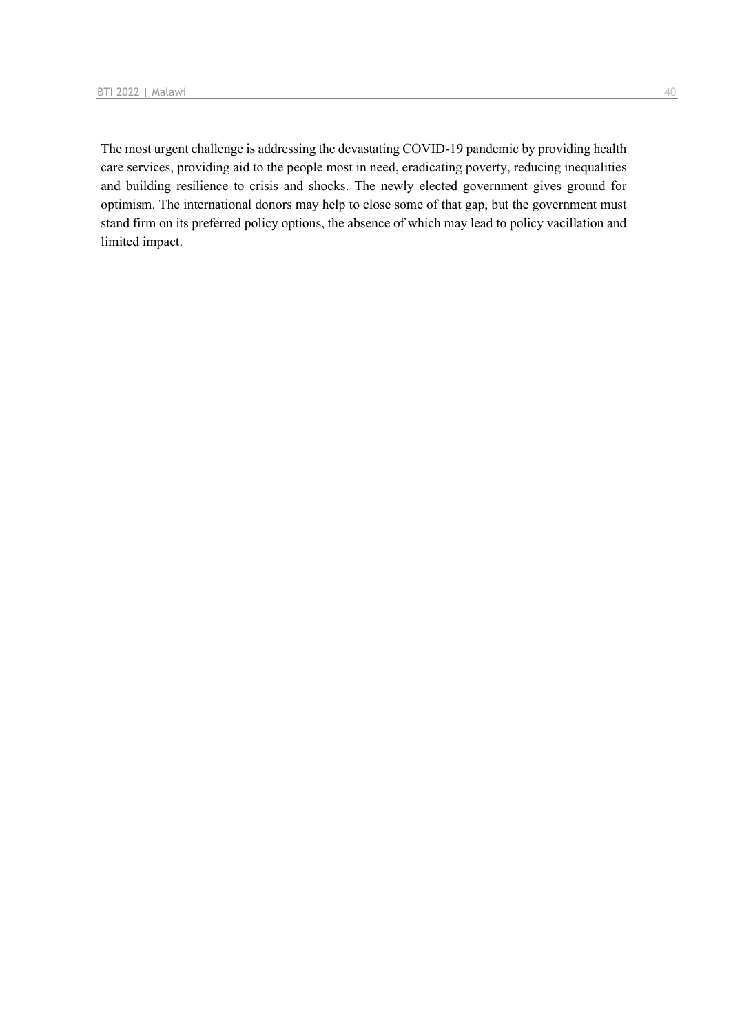The most urgent challenge is addressing the devastating COVID-19 pandemic by providing health care services, providing aid to the people most in need, eradicating poverty, reducing inequalities and building resilience to crisis and shocks. The newly elected government gives ground for optimism. The international donors may help to close some of that gap, but the government must stand firm on its preferred policy options, the absence of which may lead to policy vacillation and limited impact.